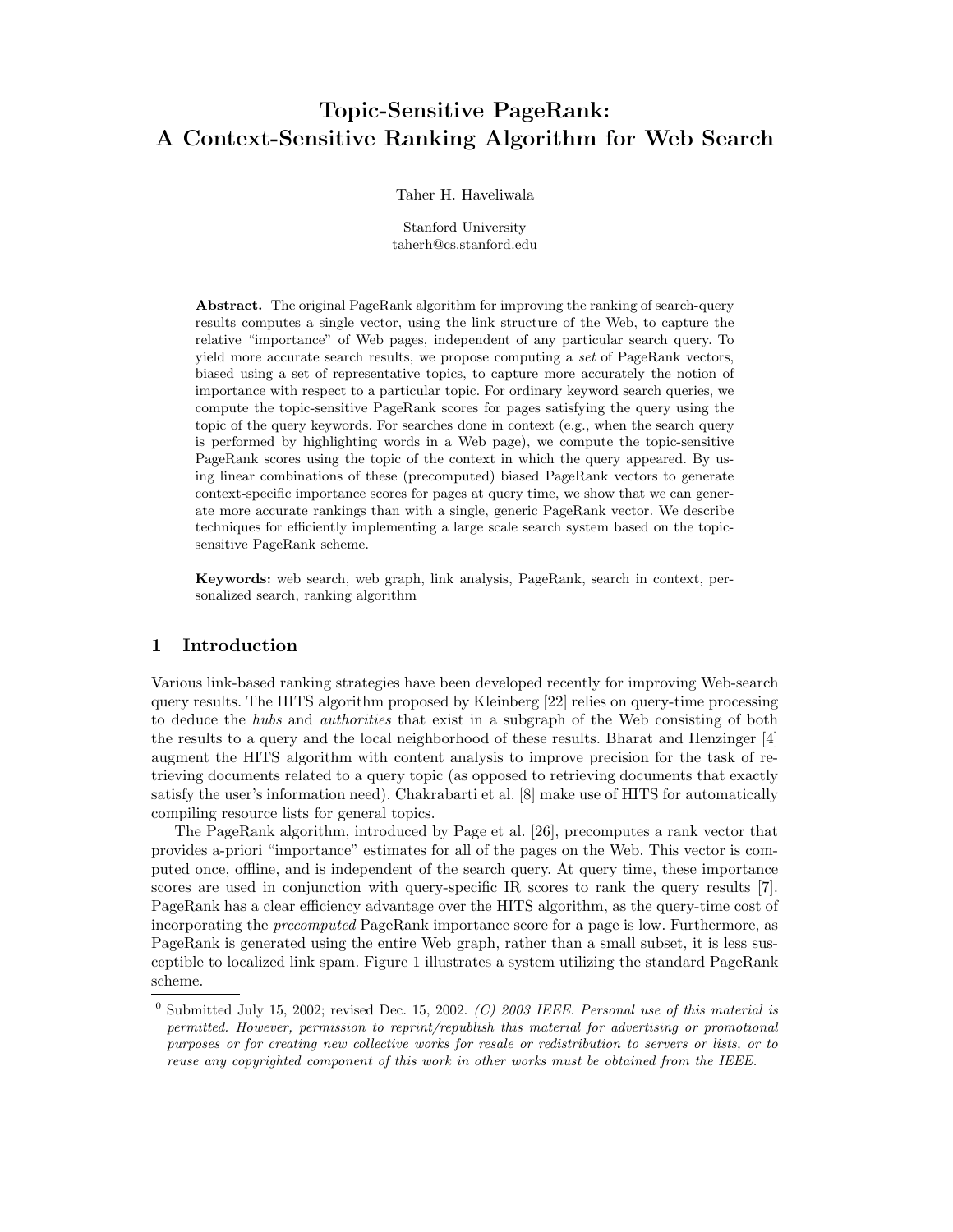# Topic-Sensitive PageRank: A Context-Sensitive Ranking Algorithm for Web Search

Taher H. Haveliwala

Stanford University
taherh@cs.stanford.edu

**Abstract.** The original PageRank algorithm for improving the ranking of search-query results computes a single vector, using the link structure of the Web, to capture the relative "importance" of Web pages, independent of any particular search query. To yield more accurate search results, we propose computing a *set* of PageRank vectors, biased using a set of representative topics, to capture more accurately the notion of importance with respect to a particular topic. For ordinary keyword search queries, we compute the topic-sensitive PageRank scores for pages satisfying the query using the topic of the query keywords. For searches done in context (e.g., when the search query is performed by highlighting words in a Web page), we compute the topic-sensitive PageRank scores using the topic of the context in which the query appeared. By using linear combinations of these (precomputed) biased PageRank vectors to generate context-specific importance scores for pages at query time, we show that we can generate more accurate rankings than with a single, generic PageRank vector. We describe techniques for efficiently implementing a large scale search system based on the topic-sensitive PageRank scheme.

**Keywords:** web search, web graph, link analysis, PageRank, search in context, personalized search, ranking algorithm

## 1 Introduction

Various link-based ranking strategies have been developed recently for improving Web-search query results. The HITS algorithm proposed by Kleinberg [22] relies on query-time processing to deduce the *hubs* and *authorities* that exist in a subgraph of the Web consisting of both the results to a query and the local neighborhood of these results. Bharat and Henzinger [4] augment the HITS algorithm with content analysis to improve precision for the task of retrieving documents related to a query topic (as opposed to retrieving documents that exactly satisfy the user's information need). Chakrabarti et al. [8] make use of HITS for automatically compiling resource lists for general topics.

The PageRank algorithm, introduced by Page et al. [26], precomputes a rank vector that provides a-priori "importance" estimates for all of the pages on the Web. This vector is computed once, offline, and is independent of the search query. At query time, these importance scores are used in conjunction with query-specific IR scores to rank the query results [7]. PageRank has a clear efficiency advantage over the HITS algorithm, as the query-time cost of incorporating the *precomputed* PageRank importance score for a page is low. Furthermore, as PageRank is generated using the entire Web graph, rather than a small subset, it is less susceptible to localized link spam. Figure 1 illustrates a system utilizing the standard PageRank scheme.

[0] Submitted July 15, 2002; revised Dec. 15, 2002. *(C) 2003 IEEE. Personal use of this material is permitted. However, permission to reprint/republish this material for advertising or promotional purposes or for creating new collective works for resale or redistribution to servers or lists, or to reuse any copyrighted component of this work in other works must be obtained from the IEEE.*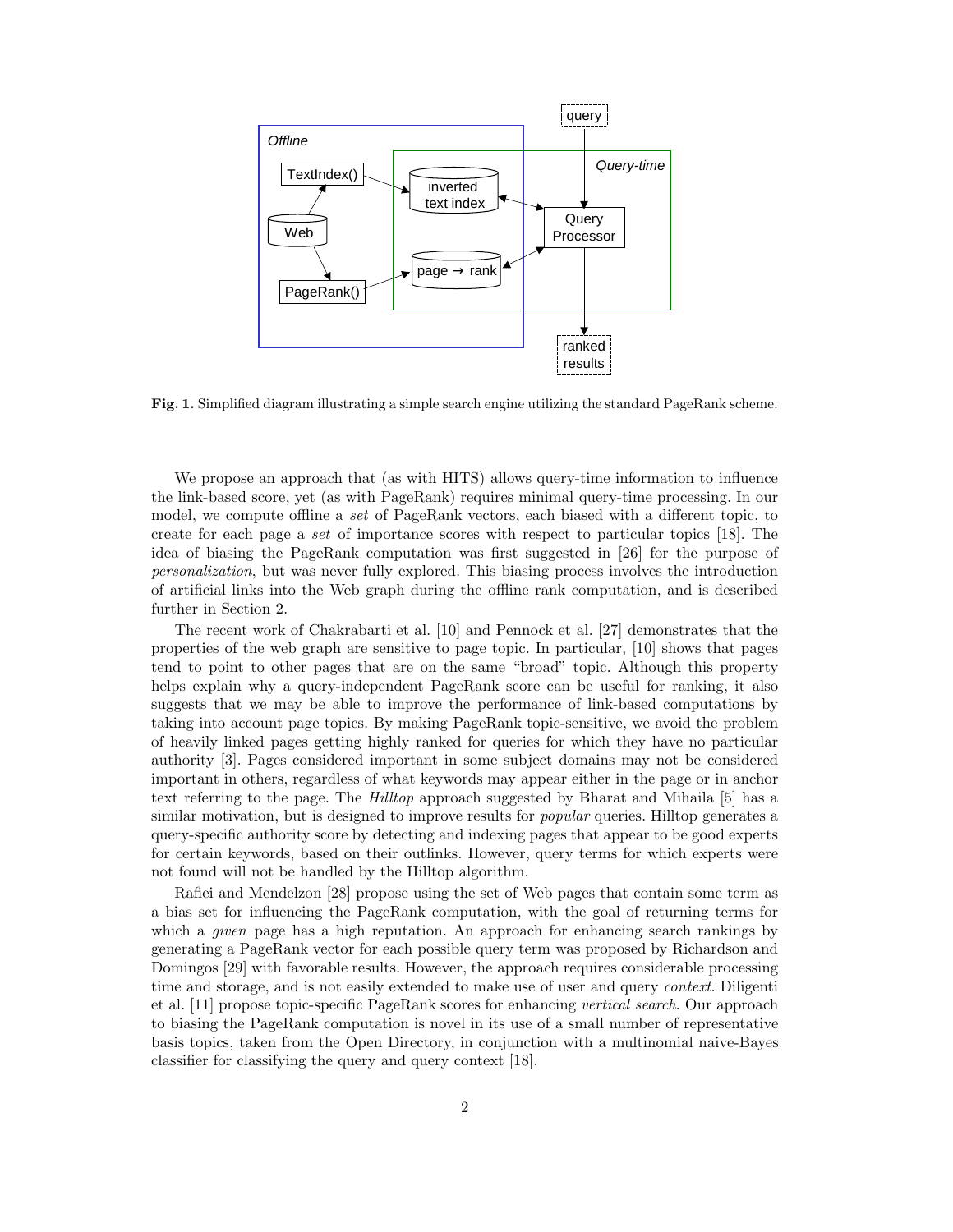**Fig. 1.** Simplified diagram illustrating a simple search engine utilizing the standard PageRank scheme.

We propose an approach that (as with HITS) allows query-time information to influence the link-based score, yet (as with PageRank) requires minimal query-time processing. In our model, we compute offline a *set* of PageRank vectors, each biased with a different topic, to create for each page a *set* of importance scores with respect to particular topics [18]. The idea of biasing the PageRank computation was first suggested in [26] for the purpose of *personalization*, but was never fully explored. This biasing process involves the introduction of artificial links into the Web graph during the offline rank computation, and is described further in Section 2.

The recent work of Chakrabarti et al. [10] and Pennock et al. [27] demonstrates that the properties of the web graph are sensitive to page topic. In particular, [10] shows that pages tend to point to other pages that are on the same "broad" topic. Although this property helps explain why a query-independent PageRank score can be useful for ranking, it also suggests that we may be able to improve the performance of link-based computations by taking into account page topics. By making PageRank topic-sensitive, we avoid the problem of heavily linked pages getting highly ranked for queries for which they have no particular authority [3]. Pages considered important in some subject domains may not be considered important in others, regardless of what keywords may appear either in the page or in anchor text referring to the page. The *Hilltop* approach suggested by Bharat and Mihaila [5] has a similar motivation, but is designed to improve results for *popular* queries. Hilltop generates a query-specific authority score by detecting and indexing pages that appear to be good experts for certain keywords, based on their outlinks. However, query terms for which experts were not found will not be handled by the Hilltop algorithm.

Rafiei and Mendelzon [28] propose using the set of Web pages that contain some term as a bias set for influencing the PageRank computation, with the goal of returning terms for which a *given* page has a high reputation. An approach for enhancing search rankings by generating a PageRank vector for each possible query term was proposed by Richardson and Domingos [29] with favorable results. However, the approach requires considerable processing time and storage, and is not easily extended to make use of user and query *context*. Diligenti et al. [11] propose topic-specific PageRank scores for enhancing *vertical search*. Our approach to biasing the PageRank computation is novel in its use of a small number of representative basis topics, taken from the Open Directory, in conjunction with a multinomial naive-Bayes classifier for classifying the query and query context [18].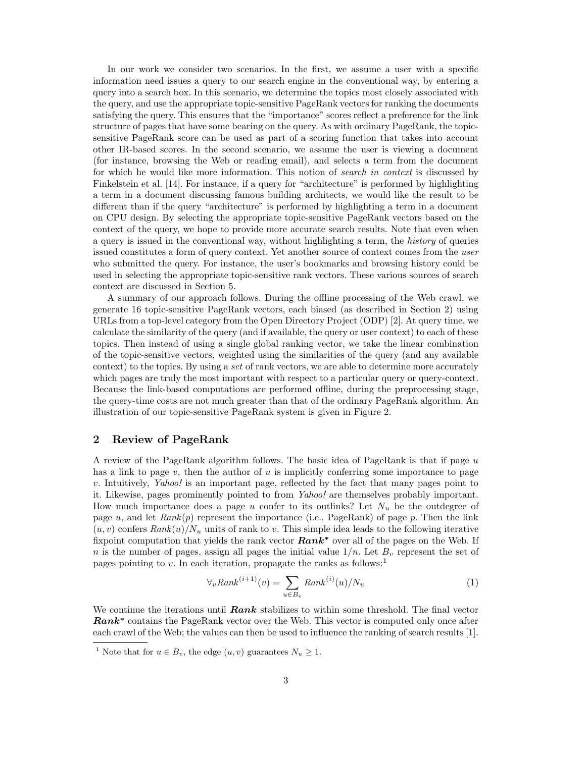In our work we consider two scenarios. In the first, we assume a user with a specific information need issues a query to our search engine in the conventional way, by entering a query into a search box. In this scenario, we determine the topics most closely associated with the query, and use the appropriate topic-sensitive PageRank vectors for ranking the documents satisfying the query. This ensures that the "importance" scores reflect a preference for the link structure of pages that have some bearing on the query. As with ordinary PageRank, the topic-sensitive PageRank score can be used as part of a scoring function that takes into account other IR-based scores. In the second scenario, we assume the user is viewing a document (for instance, browsing the Web or reading email), and selects a term from the document for which he would like more information. This notion of *search in context* is discussed by Finkelstein et al. [14]. For instance, if a query for "architecture" is performed by highlighting a term in a document discussing famous building architects, we would like the result to be different than if the query "architecture" is performed by highlighting a term in a document on CPU design. By selecting the appropriate topic-sensitive PageRank vectors based on the context of the query, we hope to provide more accurate search results. Note that even when a query is issued in the conventional way, without highlighting a term, the *history* of queries issued constitutes a form of query context. Yet another source of context comes from the *user* who submitted the query. For instance, the user's bookmarks and browsing history could be used in selecting the appropriate topic-sensitive rank vectors. These various sources of search context are discussed in Section 5.

A summary of our approach follows. During the offline processing of the Web crawl, we generate 16 topic-sensitive PageRank vectors, each biased (as described in Section 2) using URLs from a top-level category from the Open Directory Project (ODP) [2]. At query time, we calculate the similarity of the query (and if available, the query or user context) to each of these topics. Then instead of using a single global ranking vector, we take the linear combination of the topic-sensitive vectors, weighted using the similarities of the query (and any available context) to the topics. By using a *set* of rank vectors, we are able to determine more accurately which pages are truly the most important with respect to a particular query or query-context. Because the link-based computations are performed offline, during the preprocessing stage, the query-time costs are not much greater than that of the ordinary PageRank algorithm. An illustration of our topic-sensitive PageRank system is given in Figure 2.

## 2 Review of PageRank

A review of the PageRank algorithm follows. The basic idea of PageRank is that if page $u$ has a link to page $v$, then the author of $u$ is implicitly conferring some importance to page $v$. Intuitively, *Yahoo!* is an important page, reflected by the fact that many pages point to it. Likewise, pages prominently pointed to from *Yahoo!* are themselves probably important. How much importance does a page $u$ confer to its outlinks? Let $N_u$ be the outdegree of page $u$, and let $Rank(p)$ represent the importance (i.e., PageRank) of page $p$. Then the link $(u, v)$ confers $Rank(u)/N_u$ units of rank to $v$. This simple idea leads to the following iterative fixpoint computation that yields the rank vector $\boldsymbol{Rank^*}$ over all of the pages on the Web. If $n$ is the number of pages, assign all pages the initial value $1/n$. Let $B_v$ represent the set of pages pointing to $v$. In each iteration, propagate the ranks as follows:[1]

$$\forall_v Rank^{(i+1)}(v) = \sum_{u \in B_v} Rank^{(i)}(u)/N_u \tag{1}$$

We continue the iterations until $\boldsymbol{Rank}$ stabilizes to within some threshold. The final vector $\boldsymbol{Rank^*}$ contains the PageRank vector over the Web. This vector is computed only once after each crawl of the Web; the values can then be used to influence the ranking of search results [1].

[1] Note that for $u \in B_v$, the edge $(u, v)$ guarantees $N_u \geq 1$.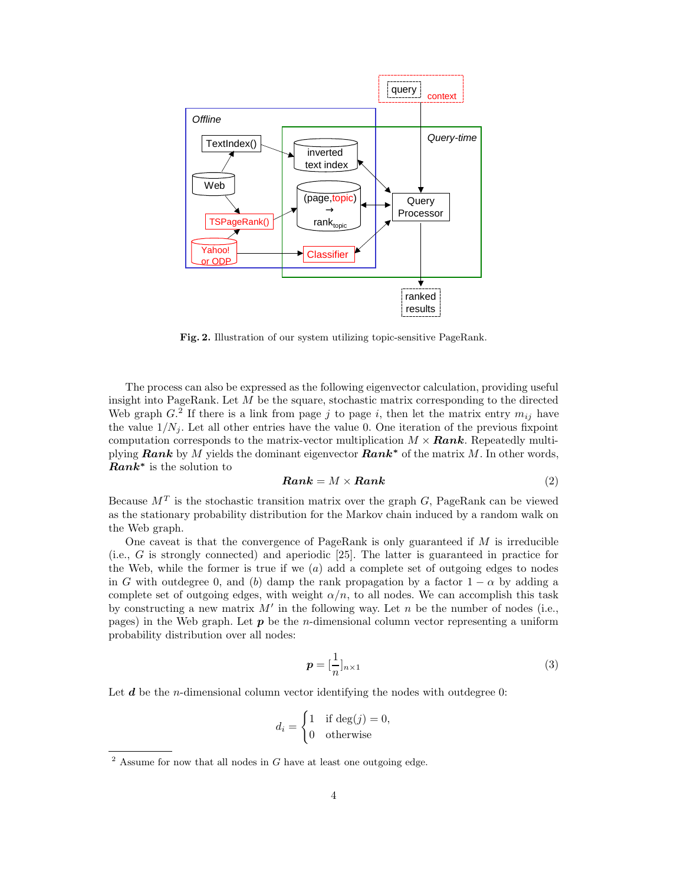**Fig. 2.** Illustration of our system utilizing topic-sensitive PageRank.

The process can also be expressed as the following eigenvector calculation, providing useful insight into PageRank. Let $M$ be the square, stochastic matrix corresponding to the directed Web graph $G$.[2] If there is a link from page $j$ to page $i$, then let the matrix entry $m_{ij}$ have the value $1/N_j$. Let all other entries have the value 0. One iteration of the previous fixpoint computation corresponds to the matrix-vector multiplication $M \times \boldsymbol{Rank}$. Repeatedly multiplying $\boldsymbol{Rank}$ by $M$ yields the dominant eigenvector $\boldsymbol{Rank}^*$ of the matrix $M$. In other words, $\boldsymbol{Rank}^*$ is the solution to

$$\boldsymbol{Rank} = M \times \boldsymbol{Rank} \tag{2}$$

Because $M^T$ is the stochastic transition matrix over the graph $G$, PageRank can be viewed as the stationary probability distribution for the Markov chain induced by a random walk on the Web graph.

One caveat is that the convergence of PageRank is only guaranteed if $M$ is irreducible (i.e., $G$ is strongly connected) and aperiodic [25]. The latter is guaranteed in practice for the Web, while the former is true if we ($a$) add a complete set of outgoing edges to nodes in $G$ with outdegree 0, and ($b$) damp the rank propagation by a factor $1 - \alpha$ by adding a complete set of outgoing edges, with weight $\alpha/n$, to all nodes. We can accomplish this task by constructing a new matrix $M'$ in the following way. Let $n$ be the number of nodes (i.e., pages) in the Web graph. Let $\boldsymbol{p}$ be the $n$-dimensional column vector representing a uniform probability distribution over all nodes:

$$\boldsymbol{p} = [\frac{1}{n}]_{n \times 1} \tag{3}$$

Let $\boldsymbol{d}$ be the $n$-dimensional column vector identifying the nodes with outdegree 0:

$$d_i = \begin{cases} 1 & \text{if } \deg(j) = 0, \\ 0 & \text{otherwise} \end{cases}$$

[2] Assume for now that all nodes in $G$ have at least one outgoing edge.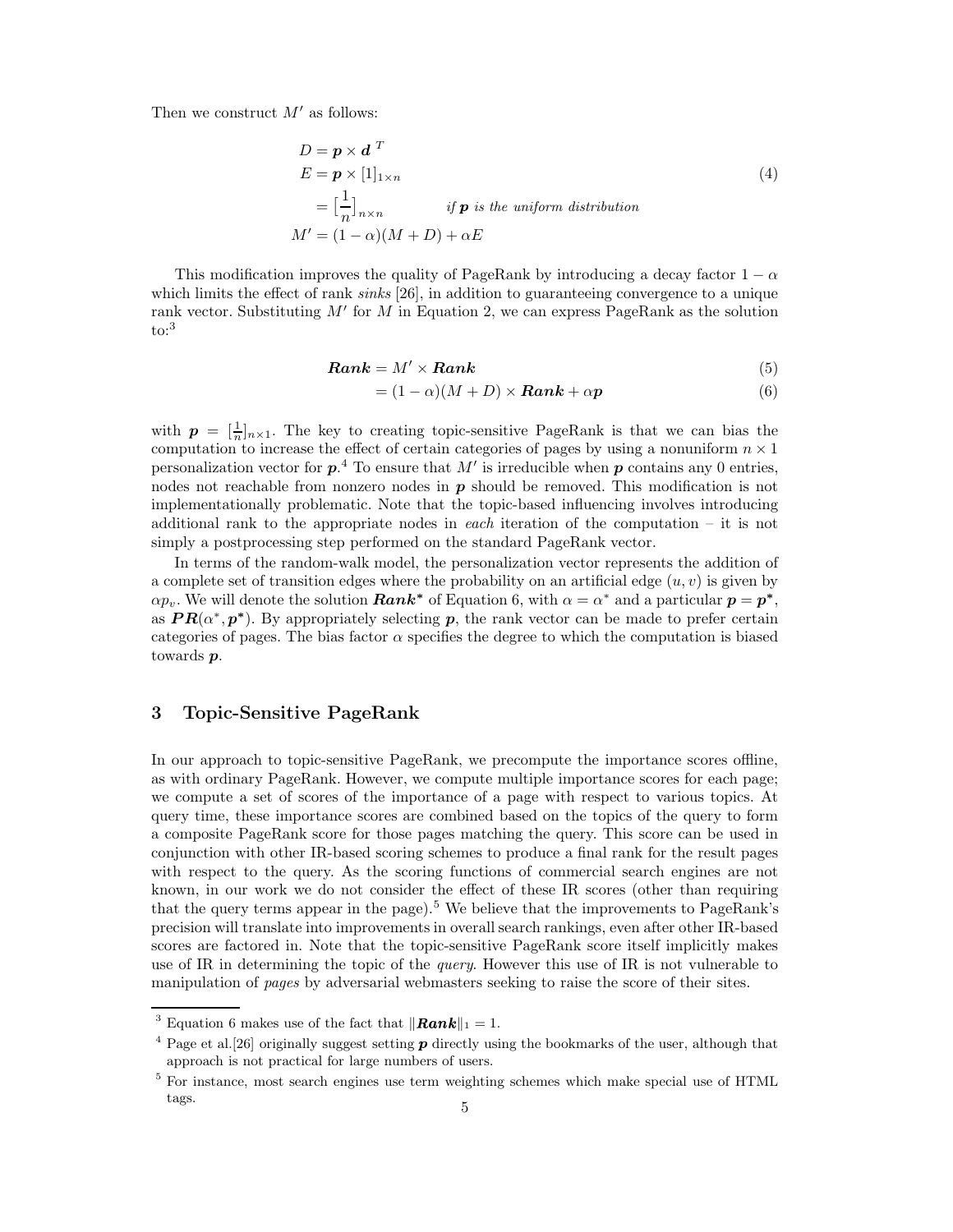Then we construct $M'$ as follows:

$$
\begin{aligned}
D &= \boldsymbol{p} \times \boldsymbol{d}^{\,T} \\
E &= \boldsymbol{p} \times [1]_{1 \times n} \\
&= \big[\frac{1}{n}\big]_{n \times n} \qquad \textit{if } \boldsymbol{p} \textit{ is the uniform distribution} \\
M' &= (1-\alpha)(M+D) + \alpha E
\end{aligned}
\tag{4}
$$

This modification improves the quality of PageRank by introducing a decay factor $1-\alpha$ which limits the effect of rank *sinks* [26], in addition to guaranteeing convergence to a unique rank vector. Substituting $M'$ for $M$ in Equation 2, we can express PageRank as the solution to:[3]

$$
\begin{aligned}
\boldsymbol{Rank} &= M' \times \boldsymbol{Rank} & (5)\\
&= (1-\alpha)(M+D) \times \boldsymbol{Rank} + \alpha \boldsymbol{p} & (6)
\end{aligned}
$$

with $\boldsymbol{p} = [\frac{1}{n}]_{n \times 1}$. The key to creating topic-sensitive PageRank is that we can bias the computation to increase the effect of certain categories of pages by using a nonuniform $n \times 1$ personalization vector for $\boldsymbol{p}$.[4] To ensure that $M'$ is irreducible when $\boldsymbol{p}$ contains any 0 entries, nodes not reachable from nonzero nodes in $\boldsymbol{p}$ should be removed. This modification is not implementationally problematic. Note that the topic-based influencing involves introducing additional rank to the appropriate nodes in *each* iteration of the computation – it is not simply a postprocessing step performed on the standard PageRank vector.

In terms of the random-walk model, the personalization vector represents the addition of a complete set of transition edges where the probability on an artificial edge $(u, v)$ is given by $\alpha p_v$. We will denote the solution $\boldsymbol{Rank^*}$ of Equation 6, with $\alpha = \alpha^*$ and a particular $\boldsymbol{p} = \boldsymbol{p^*}$, as $\boldsymbol{PR}(\alpha^*, \boldsymbol{p^*})$. By appropriately selecting $\boldsymbol{p}$, the rank vector can be made to prefer certain categories of pages. The bias factor $\alpha$ specifies the degree to which the computation is biased towards $\boldsymbol{p}$.

## 3 Topic-Sensitive PageRank

In our approach to topic-sensitive PageRank, we precompute the importance scores offline, as with ordinary PageRank. However, we compute multiple importance scores for each page; we compute a set of scores of the importance of a page with respect to various topics. At query time, these importance scores are combined based on the topics of the query to form a composite PageRank score for those pages matching the query. This score can be used in conjunction with other IR-based scoring schemes to produce a final rank for the result pages with respect to the query. As the scoring functions of commercial search engines are not known, in our work we do not consider the effect of these IR scores (other than requiring that the query terms appear in the page).[5] We believe that the improvements to PageRank's precision will translate into improvements in overall search rankings, even after other IR-based scores are factored in. Note that the topic-sensitive PageRank score itself implicitly makes use of IR in determining the topic of the *query*. However this use of IR is not vulnerable to manipulation of *pages* by adversarial webmasters seeking to raise the score of their sites.

---

[3] Equation 6 makes use of the fact that $\|\boldsymbol{Rank}\|_1 = 1$.

[4] Page et al.[26] originally suggest setting $\boldsymbol{p}$ directly using the bookmarks of the user, although that approach is not practical for large numbers of users.

[5] For instance, most search engines use term weighting schemes which make special use of HTML tags.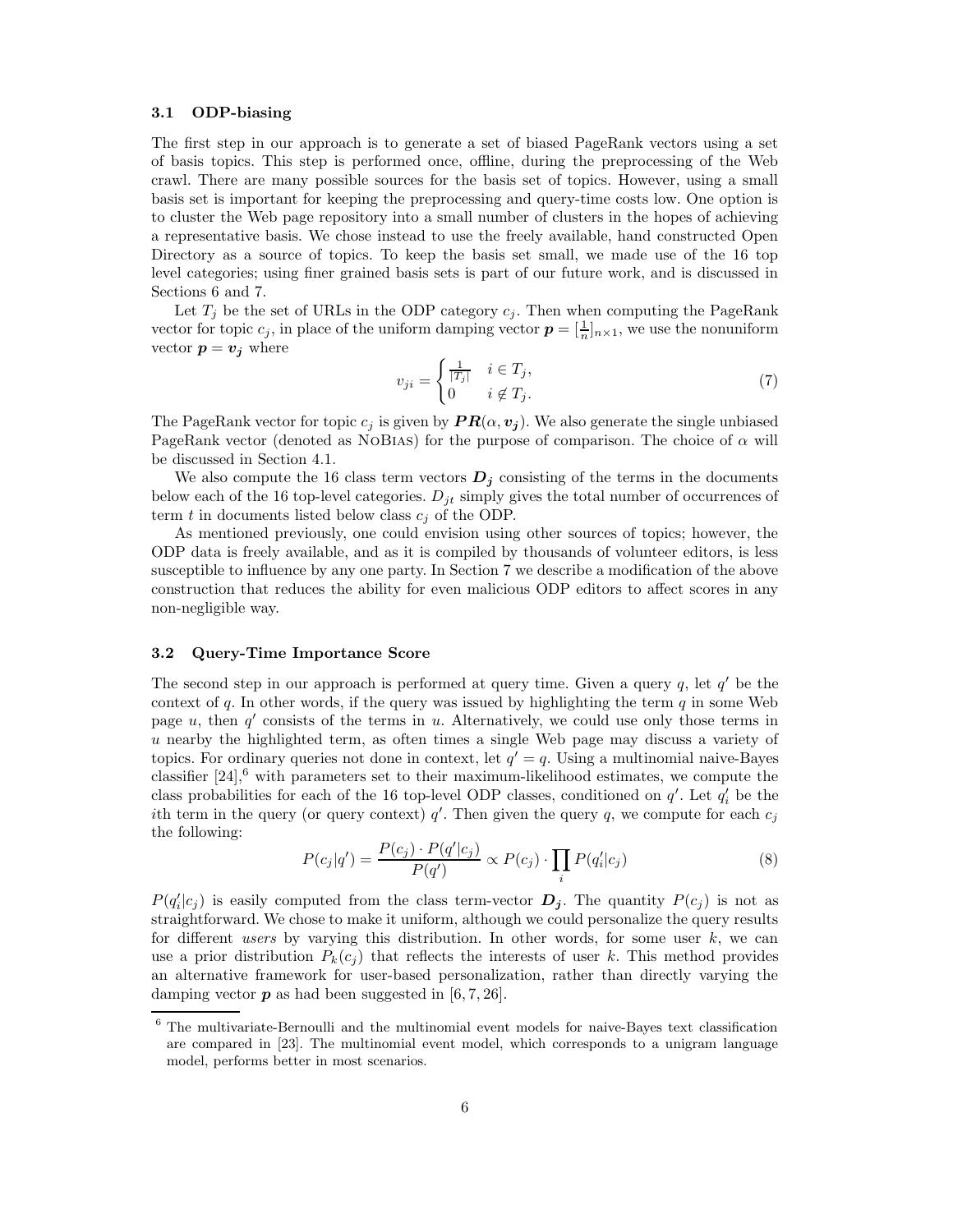### 3.1 ODP-biasing

The first step in our approach is to generate a set of biased PageRank vectors using a set of basis topics. This step is performed once, offline, during the preprocessing of the Web crawl. There are many possible sources for the basis set of topics. However, using a small basis set is important for keeping the preprocessing and query-time costs low. One option is to cluster the Web page repository into a small number of clusters in the hopes of achieving a representative basis. We chose instead to use the freely available, hand constructed Open Directory as a source of topics. To keep the basis set small, we made use of the 16 top level categories; using finer grained basis sets is part of our future work, and is discussed in Sections 6 and 7.

Let $T_j$ be the set of URLs in the ODP category $c_j$. Then when computing the PageRank vector for topic $c_j$, in place of the uniform damping vector $\boldsymbol{p} = [\frac{1}{n}]_{n\times 1}$, we use the nonuniform vector $\boldsymbol{p} = \boldsymbol{v_j}$ where

$$v_{ji} = \begin{cases} \frac{1}{|T_j|} & i \in T_j, \\ 0 & i \notin T_j. \end{cases} \tag{7}$$

The PageRank vector for topic $c_j$ is given by $\boldsymbol{PR}(\alpha, \boldsymbol{v_j})$. We also generate the single unbiased PageRank vector (denoted as NoBias) for the purpose of comparison. The choice of $\alpha$ will be discussed in Section 4.1.

We also compute the 16 class term vectors $\boldsymbol{D_j}$ consisting of the terms in the documents below each of the 16 top-level categories. $D_{jt}$ simply gives the total number of occurrences of term $t$ in documents listed below class $c_j$ of the ODP.

As mentioned previously, one could envision using other sources of topics; however, the ODP data is freely available, and as it is compiled by thousands of volunteer editors, is less susceptible to influence by any one party. In Section 7 we describe a modification of the above construction that reduces the ability for even malicious ODP editors to affect scores in any non-negligible way.

### 3.2 Query-Time Importance Score

The second step in our approach is performed at query time. Given a query $q$, let $q'$ be the context of $q$. In other words, if the query was issued by highlighting the term $q$ in some Web page $u$, then $q'$ consists of the terms in $u$. Alternatively, we could use only those terms in $u$ nearby the highlighted term, as often times a single Web page may discuss a variety of topics. For ordinary queries not done in context, let $q' = q$. Using a multinomial naive-Bayes classifier [24],[6] with parameters set to their maximum-likelihood estimates, we compute the class probabilities for each of the 16 top-level ODP classes, conditioned on $q'$. Let $q'_i$ be the $i$th term in the query (or query context) $q'$. Then given the query $q$, we compute for each $c_j$ the following:

$$P(c_j|q') = \frac{P(c_j) \cdot P(q'|c_j)}{P(q')} \propto P(c_j) \cdot \prod_i P(q'_i|c_j) \tag{8}$$

$P(q'_i|c_j)$ is easily computed from the class term-vector $\boldsymbol{D_j}$. The quantity $P(c_j)$ is not as straightforward. We chose to make it uniform, although we could personalize the query results for different *users* by varying this distribution. In other words, for some user $k$, we can use a prior distribution $P_k(c_j)$ that reflects the interests of user $k$. This method provides an alternative framework for user-based personalization, rather than directly varying the damping vector $\boldsymbol{p}$ as had been suggested in [6, 7, 26].

[6] The multivariate-Bernoulli and the multinomial event models for naive-Bayes text classification are compared in [23]. The multinomial event model, which corresponds to a unigram language model, performs better in most scenarios.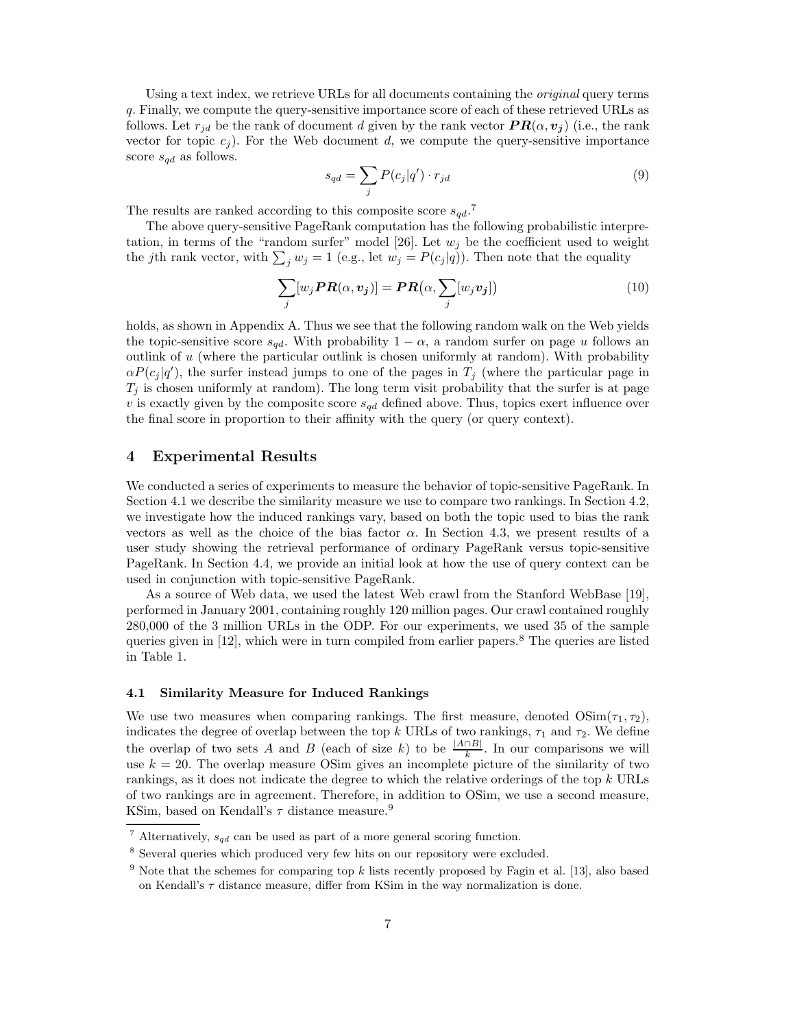Using a text index, we retrieve URLs for all documents containing the *original* query terms $q$. Finally, we compute the query-sensitive importance score of each of these retrieved URLs as follows. Let $r_{jd}$ be the rank of document $d$ given by the rank vector $\boldsymbol{PR}(\alpha, \boldsymbol{v_j})$ (i.e., the rank vector for topic $c_j$). For the Web document $d$, we compute the query-sensitive importance score $s_{qd}$ as follows.

$$s_{qd} = \sum_j P(c_j|q') \cdot r_{jd} \tag{9}$$

The results are ranked according to this composite score $s_{qd}$.[7]

The above query-sensitive PageRank computation has the following probabilistic interpretation, in terms of the "random surfer" model [26]. Let $w_j$ be the coefficient used to weight the $j$th rank vector, with $\sum_j w_j = 1$ (e.g., let $w_j = P(c_j|q)$). Then note that the equality

$$\sum_j [w_j \boldsymbol{PR}(\alpha, \boldsymbol{v_j})] = \boldsymbol{PR}\big(\alpha, \sum_j [w_j \boldsymbol{v_j}]\big) \tag{10}$$

holds, as shown in Appendix A. Thus we see that the following random walk on the Web yields the topic-sensitive score $s_{qd}$. With probability $1 - \alpha$, a random surfer on page $u$ follows an outlink of $u$ (where the particular outlink is chosen uniformly at random). With probability $\alpha P(c_j|q')$, the surfer instead jumps to one of the pages in $T_j$ (where the particular page in $T_j$ is chosen uniformly at random). The long term visit probability that the surfer is at page $v$ is exactly given by the composite score $s_{qd}$ defined above. Thus, topics exert influence over the final score in proportion to their affinity with the query (or query context).

## 4 Experimental Results

We conducted a series of experiments to measure the behavior of topic-sensitive PageRank. In Section 4.1 we describe the similarity measure we use to compare two rankings. In Section 4.2, we investigate how the induced rankings vary, based on both the topic used to bias the rank vectors as well as the choice of the bias factor $\alpha$. In Section 4.3, we present results of a user study showing the retrieval performance of ordinary PageRank versus topic-sensitive PageRank. In Section 4.4, we provide an initial look at how the use of query context can be used in conjunction with topic-sensitive PageRank.

As a source of Web data, we used the latest Web crawl from the Stanford WebBase [19], performed in January 2001, containing roughly 120 million pages. Our crawl contained roughly 280,000 of the 3 million URLs in the ODP. For our experiments, we used 35 of the sample queries given in [12], which were in turn compiled from earlier papers.[8] The queries are listed in Table 1.

### 4.1 Similarity Measure for Induced Rankings

We use two measures when comparing rankings. The first measure, denoted $\mathrm{OSim}(\tau_1, \tau_2)$, indicates the degree of overlap between the top $k$ URLs of two rankings, $\tau_1$ and $\tau_2$. We define the overlap of two sets $A$ and $B$ (each of size $k$) to be $\frac{|A \cap B|}{k}$. In our comparisons we will use $k = 20$. The overlap measure OSim gives an incomplete picture of the similarity of two rankings, as it does not indicate the degree to which the relative orderings of the top $k$ URLs of two rankings are in agreement. Therefore, in addition to OSim, we use a second measure, KSim, based on Kendall's $\tau$ distance measure.[9]

---

[7] Alternatively, $s_{qd}$ can be used as part of a more general scoring function.

[8] Several queries which produced very few hits on our repository were excluded.

[9] Note that the schemes for comparing top $k$ lists recently proposed by Fagin et al. [13], also based on Kendall's $\tau$ distance measure, differ from KSim in the way normalization is done.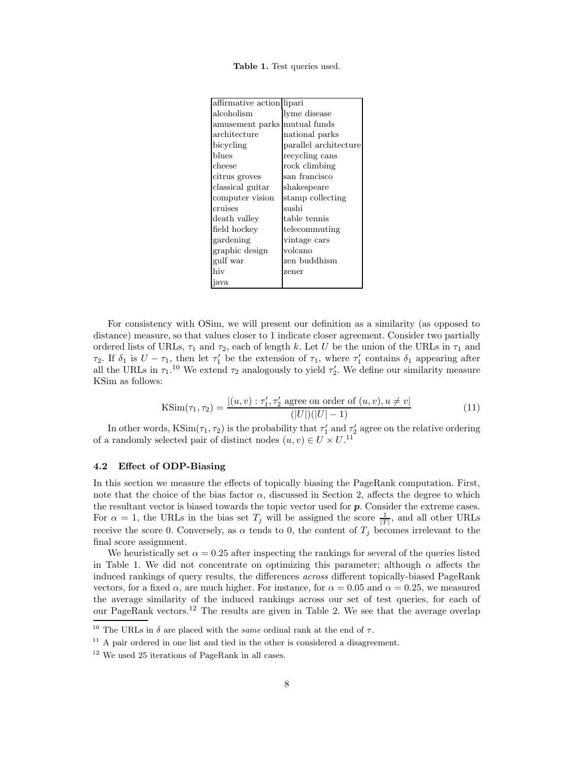**Table 1.** Test queries used.

| | |
|---|---|
| affirmative action | lipari |
| alcoholism | lyme disease |
| amusement parks | mutual funds |
| architecture | national parks |
| bicycling | parallel architecture |
| blues | recycling cans |
| cheese | rock climbing |
| citrus groves | san francisco |
| classical guitar | shakespeare |
| computer vision | stamp collecting |
| cruises | sushi |
| death valley | table tennis |
| field hockey | telecommuting |
| gardening | vintage cars |
| graphic design | volcano |
| gulf war | zen buddhism |
| hiv | zener |
| java | |

For consistency with OSim, we will present our definition as a similarity (as opposed to distance) measure, so that values closer to 1 indicate closer agreement. Consider two partially ordered lists of URLs, $\tau_1$ and $\tau_2$, each of length $k$. Let $U$ be the union of the URLs in $\tau_1$ and $\tau_2$. If $\delta_1$ is $U - \tau_1$, then let $\tau_1'$ be the extension of $\tau_1$, where $\tau_1'$ contains $\delta_1$ appearing after all the URLs in $\tau_1$.[10] We extend $\tau_2$ analogously to yield $\tau_2'$. We define our similarity measure KSim as follows:

$$\text{KSim}(\tau_1, \tau_2) = \frac{|(u,v) : \tau_1', \tau_2' \text{ agree on order of } (u,v), u \neq v|}{(|U|)(|U|-1)} \tag{11}$$

In other words, $\text{KSim}(\tau_1, \tau_2)$ is the probability that $\tau_1'$ and $\tau_2'$ agree on the relative ordering of a randomly selected pair of distinct nodes $(u,v) \in U \times U$.[11]

### 4.2 Effect of ODP-Biasing

In this section we measure the effects of topically biasing the PageRank computation. First, note that the choice of the bias factor $\alpha$, discussed in Section 2, affects the degree to which the resultant vector is biased towards the topic vector used for $\boldsymbol{p}$. Consider the extreme cases. For $\alpha = 1$, the URLs in the bias set $T_j$ will be assigned the score $\frac{1}{|T|}$, and all other URLs receive the score 0. Conversely, as $\alpha$ tends to 0, the content of $T_j$ becomes irrelevant to the final score assignment.

We heuristically set $\alpha = 0.25$ after inspecting the rankings for several of the queries listed in Table 1. We did not concentrate on optimizing this parameter; although $\alpha$ affects the induced rankings of query results, the differences *across* different topically-biased PageRank vectors, for a fixed $\alpha$, are much higher. For instance, for $\alpha = 0.05$ and $\alpha = 0.25$, we measured the average similarity of the induced rankings across our set of test queries, for each of our PageRank vectors.[12] The results are given in Table 2. We see that the average overlap

[10] The URLs in $\delta$ are placed with the *same* ordinal rank at the end of $\tau$.

[11] A pair ordered in one list and tied in the other is considered a disagreement.

[12] We used 25 iterations of PageRank in all cases.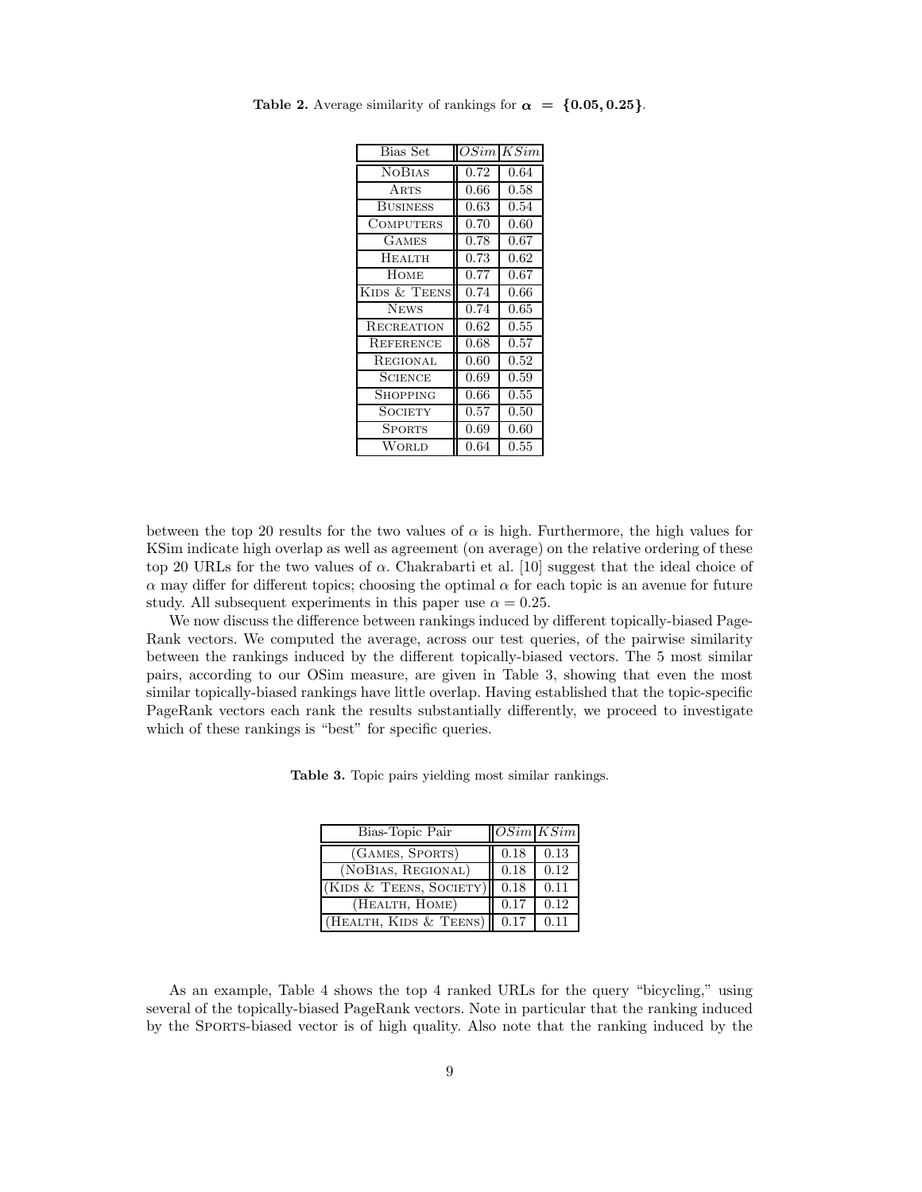**Table 2.** Average similarity of rankings for $\boldsymbol{\alpha = \{0.05, 0.25\}}$.

| Bias Set | $OSim$ | $KSim$ |
|---|---|---|
| NoBias | 0.72 | 0.64 |
| Arts | 0.66 | 0.58 |
| Business | 0.63 | 0.54 |
| Computers | 0.70 | 0.60 |
| Games | 0.78 | 0.67 |
| Health | 0.73 | 0.62 |
| Home | 0.77 | 0.67 |
| Kids & Teens | 0.74 | 0.66 |
| News | 0.74 | 0.65 |
| Recreation | 0.62 | 0.55 |
| Reference | 0.68 | 0.57 |
| Regional | 0.60 | 0.52 |
| Science | 0.69 | 0.59 |
| Shopping | 0.66 | 0.55 |
| Society | 0.57 | 0.50 |
| Sports | 0.69 | 0.60 |
| World | 0.64 | 0.55 |

between the top 20 results for the two values of $\alpha$ is high. Furthermore, the high values for KSim indicate high overlap as well as agreement (on average) on the relative ordering of these top 20 URLs for the two values of $\alpha$. Chakrabarti et al. [10] suggest that the ideal choice of $\alpha$ may differ for different topics; choosing the optimal $\alpha$ for each topic is an avenue for future study. All subsequent experiments in this paper use $\alpha = 0.25$.

We now discuss the difference between rankings induced by different topically-biased PageRank vectors. We computed the average, across our test queries, of the pairwise similarity between the rankings induced by the different topically-biased vectors. The 5 most similar pairs, according to our OSim measure, are given in Table 3, showing that even the most similar topically-biased rankings have little overlap. Having established that the topic-specific PageRank vectors each rank the results substantially differently, we proceed to investigate which of these rankings is "best" for specific queries.

**Table 3.** Topic pairs yielding most similar rankings.

| Bias-Topic Pair | $OSim$ | $KSim$ |
|---|---|---|
| (Games, Sports) | 0.18 | 0.13 |
| (NoBias, Regional) | 0.18 | 0.12 |
| (Kids & Teens, Society) | 0.18 | 0.11 |
| (Health, Home) | 0.17 | 0.12 |
| (Health, Kids & Teens) | 0.17 | 0.11 |

As an example, Table 4 shows the top 4 ranked URLs for the query "bicycling," using several of the topically-biased PageRank vectors. Note in particular that the ranking induced by the Sports-biased vector is of high quality. Also note that the ranking induced by the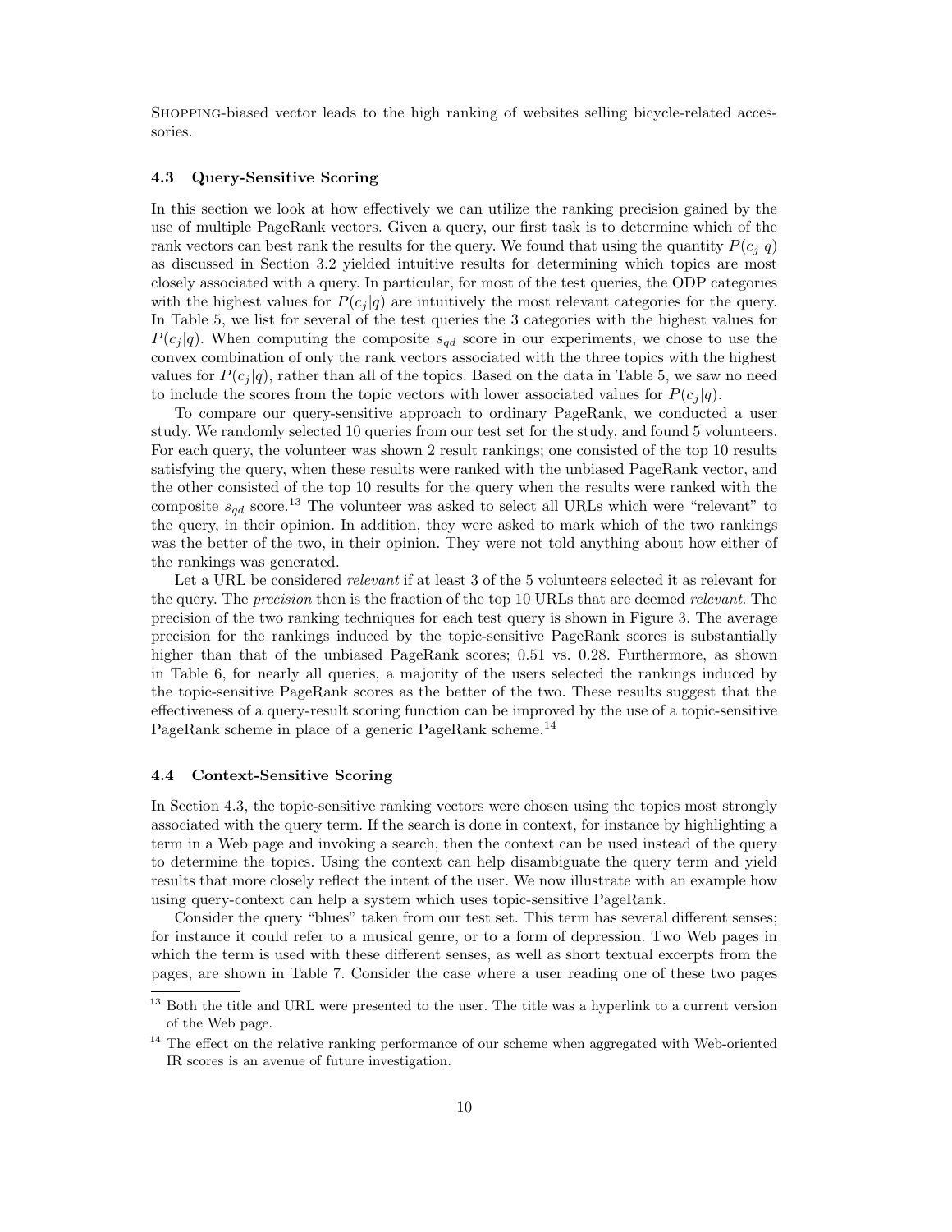SHOPPING-biased vector leads to the high ranking of websites selling bicycle-related accessories.

### 4.3 Query-Sensitive Scoring

In this section we look at how effectively we can utilize the ranking precision gained by the use of multiple PageRank vectors. Given a query, our first task is to determine which of the rank vectors can best rank the results for the query. We found that using the quantity $P(c_j|q)$ as discussed in Section 3.2 yielded intuitive results for determining which topics are most closely associated with a query. In particular, for most of the test queries, the ODP categories with the highest values for $P(c_j|q)$ are intuitively the most relevant categories for the query. In Table 5, we list for several of the test queries the 3 categories with the highest values for $P(c_j|q)$. When computing the composite $s_{qd}$ score in our experiments, we chose to use the convex combination of only the rank vectors associated with the three topics with the highest values for $P(c_j|q)$, rather than all of the topics. Based on the data in Table 5, we saw no need to include the scores from the topic vectors with lower associated values for $P(c_j|q)$.

To compare our query-sensitive approach to ordinary PageRank, we conducted a user study. We randomly selected 10 queries from our test set for the study, and found 5 volunteers. For each query, the volunteer was shown 2 result rankings; one consisted of the top 10 results satisfying the query, when these results were ranked with the unbiased PageRank vector, and the other consisted of the top 10 results for the query when the results were ranked with the composite $s_{qd}$ score.[13] The volunteer was asked to select all URLs which were "relevant" to the query, in their opinion. In addition, they were asked to mark which of the two rankings was the better of the two, in their opinion. They were not told anything about how either of the rankings was generated.

Let a URL be considered *relevant* if at least 3 of the 5 volunteers selected it as relevant for the query. The *precision* then is the fraction of the top 10 URLs that are deemed *relevant*. The precision of the two ranking techniques for each test query is shown in Figure 3. The average precision for the rankings induced by the topic-sensitive PageRank scores is substantially higher than that of the unbiased PageRank scores; 0.51 vs. 0.28. Furthermore, as shown in Table 6, for nearly all queries, a majority of the users selected the rankings induced by the topic-sensitive PageRank scores as the better of the two. These results suggest that the effectiveness of a query-result scoring function can be improved by the use of a topic-sensitive PageRank scheme in place of a generic PageRank scheme.[14]

### 4.4 Context-Sensitive Scoring

In Section 4.3, the topic-sensitive ranking vectors were chosen using the topics most strongly associated with the query term. If the search is done in context, for instance by highlighting a term in a Web page and invoking a search, then the context can be used instead of the query to determine the topics. Using the context can help disambiguate the query term and yield results that more closely reflect the intent of the user. We now illustrate with an example how using query-context can help a system which uses topic-sensitive PageRank.

Consider the query "blues" taken from our test set. This term has several different senses; for instance it could refer to a musical genre, or to a form of depression. Two Web pages in which the term is used with these different senses, as well as short textual excerpts from the pages, are shown in Table 7. Consider the case where a user reading one of these two pages

---

[13] Both the title and URL were presented to the user. The title was a hyperlink to a current version of the Web page.

[14] The effect on the relative ranking performance of our scheme when aggregated with Web-oriented IR scores is an avenue of future investigation.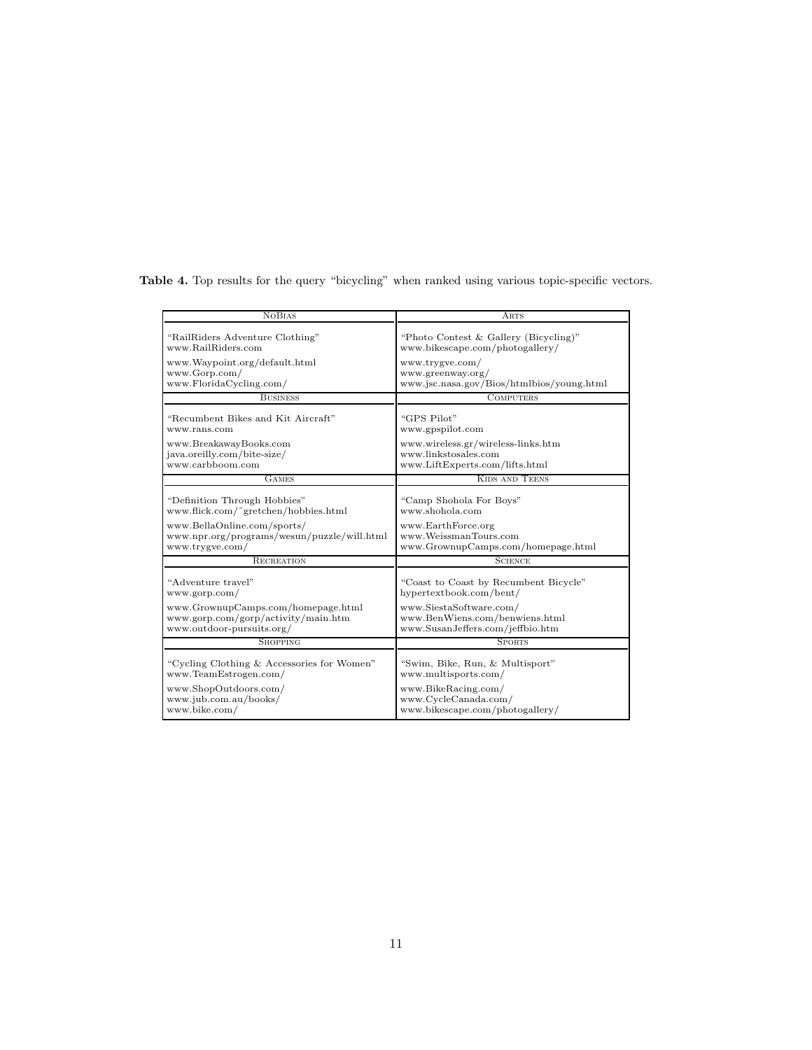**Table 4.** Top results for the query "bicycling" when ranked using various topic-specific vectors.

| NoBias | Arts |
| --- | --- |
| "RailRiders Adventure Clothing"<br>www.RailRiders.com<br>www.Waypoint.org/default.html<br>www.Gorp.com/<br>www.FloridaCycling.com/ | "Photo Contest & Gallery (Bicycling)"<br>www.bikescape.com/photogallery/<br>www.trygve.com/<br>www.greenway.org/<br>www.jsc.nasa.gov/Bios/htmlbios/young.html |
| **Business** | **Computers** |
| "Recumbent Bikes and Kit Aircraft"<br>www.rans.com<br>www.BreakawayBooks.com<br>java.oreilly.com/bite-size/<br>www.carbboom.com | "GPS Pilot"<br>www.gpspilot.com<br>www.wireless.gr/wireless-links.htm<br>www.linkstosales.com<br>www.LiftExperts.com/lifts.html |
| **Games** | **Kids and Teens** |
| "Definition Through Hobbies"<br>www.flick.com/~gretchen/hobbies.html<br>www.BellaOnline.com/sports/<br>www.npr.org/programs/wesun/puzzle/will.html<br>www.trygve.com/ | "Camp Shohola For Boys"<br>www.shohola.com<br>www.EarthForce.org<br>www.WeissmanTours.com<br>www.GrownupCamps.com/homepage.html |
| **Recreation** | **Science** |
| "Adventure travel"<br>www.gorp.com/<br>www.GrownupCamps.com/homepage.html<br>www.gorp.com/gorp/activity/main.htm<br>www.outdoor-pursuits.org/ | "Coast to Coast by Recumbent Bicycle"<br>hypertextbook.com/bent/<br>www.SiestaSoftware.com/<br>www.BenWiens.com/benwiens.html<br>www.SusanJeffers.com/jeffbio.htm |
| **Shopping** | **Sports** |
| "Cycling Clothing & Accessories for Women"<br>www.TeamEstrogen.com/<br>www.ShopOutdoors.com/<br>www.jub.com.au/books/<br>www.bike.com/ | "Swim, Bike, Run, & Multisport"<br>www.multisports.com/<br>www.BikeRacing.com/<br>www.CycleCanada.com/<br>www.bikescape.com/photogallery/ |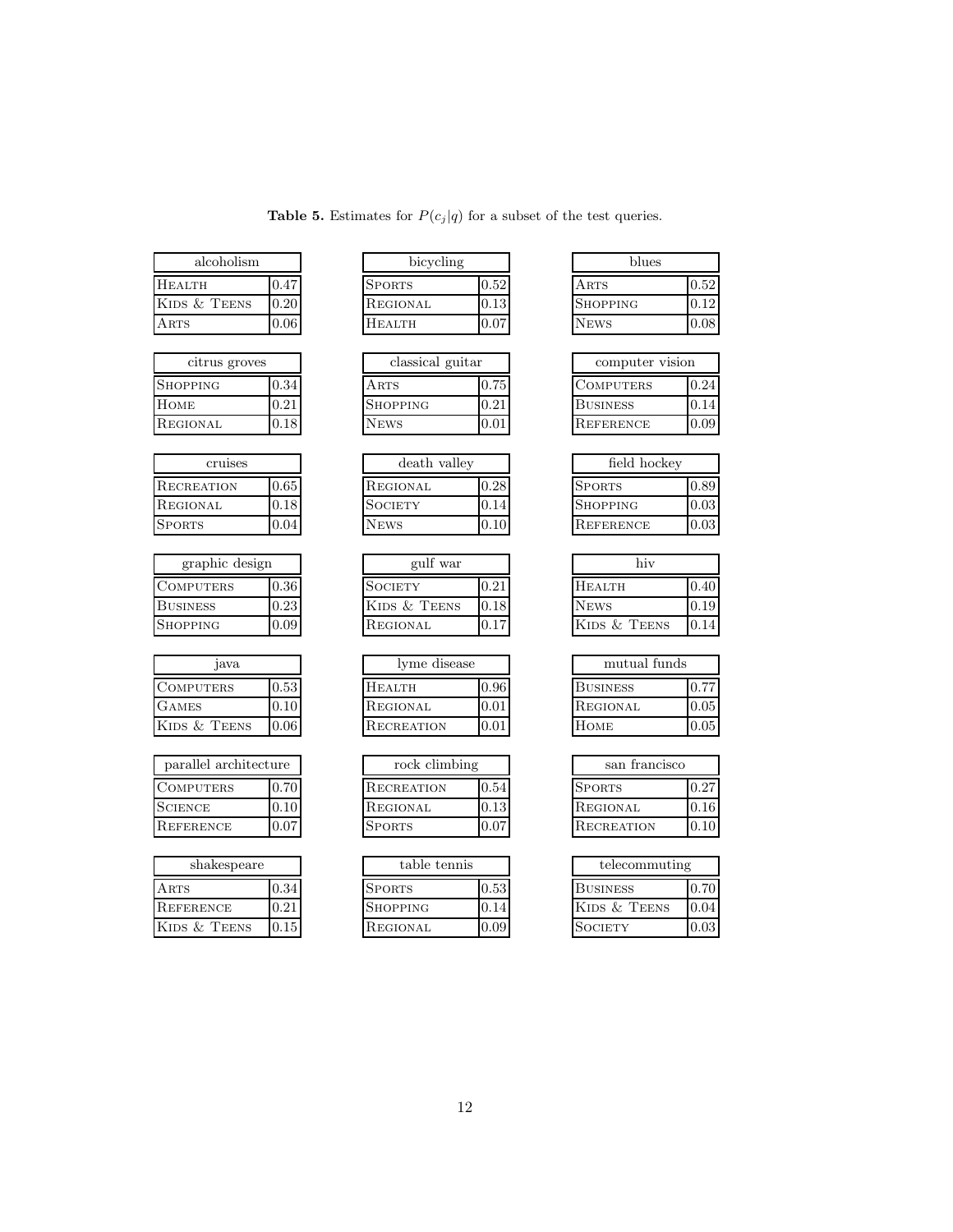**Table 5.** Estimates for $P(c_j|q)$ for a subset of the test queries.

| alcoholism | |
|---|---|
| Health | 0.47 |
| Kids & Teens | 0.20 |
| Arts | 0.06 |

| bicycling | |
|---|---|
| Sports | 0.52 |
| Regional | 0.13 |
| Health | 0.07 |

| blues | |
|---|---|
| Arts | 0.52 |
| Shopping | 0.12 |
| News | 0.08 |

| citrus groves | |
|---|---|
| Shopping | 0.34 |
| Home | 0.21 |
| Regional | 0.18 |

| classical guitar | |
|---|---|
| Arts | 0.75 |
| Shopping | 0.21 |
| News | 0.01 |

| computer vision | |
|---|---|
| Computers | 0.24 |
| Business | 0.14 |
| Reference | 0.09 |

| cruises | |
|---|---|
| Recreation | 0.65 |
| Regional | 0.18 |
| Sports | 0.04 |

| death valley | |
|---|---|
| Regional | 0.28 |
| Society | 0.14 |
| News | 0.10 |

| field hockey | |
|---|---|
| Sports | 0.89 |
| Shopping | 0.03 |
| Reference | 0.03 |

| graphic design | |
|---|---|
| Computers | 0.36 |
| Business | 0.23 |
| Shopping | 0.09 |

| gulf war | |
|---|---|
| Society | 0.21 |
| Kids & Teens | 0.18 |
| Regional | 0.17 |

| hiv | |
|---|---|
| Health | 0.40 |
| News | 0.19 |
| Kids & Teens | 0.14 |

| java | |
|---|---|
| Computers | 0.53 |
| Games | 0.10 |
| Kids & Teens | 0.06 |

| lyme disease | |
|---|---|
| Health | 0.96 |
| Regional | 0.01 |
| Recreation | 0.01 |

| mutual funds | |
|---|---|
| Business | 0.77 |
| Regional | 0.05 |
| Home | 0.05 |

| parallel architecture | |
|---|---|
| Computers | 0.70 |
| Science | 0.10 |
| Reference | 0.07 |

| rock climbing | |
|---|---|
| Recreation | 0.54 |
| Regional | 0.13 |
| Sports | 0.07 |

| san francisco | |
|---|---|
| Sports | 0.27 |
| Regional | 0.16 |
| Recreation | 0.10 |

| shakespeare | |
|---|---|
| Arts | 0.34 |
| Reference | 0.21 |
| Kids & Teens | 0.15 |

| table tennis | |
|---|---|
| Sports | 0.53 |
| Shopping | 0.14 |
| Regional | 0.09 |

| telecommuting | |
|---|---|
| Business | 0.70 |
| Kids & Teens | 0.04 |
| Society | 0.03 |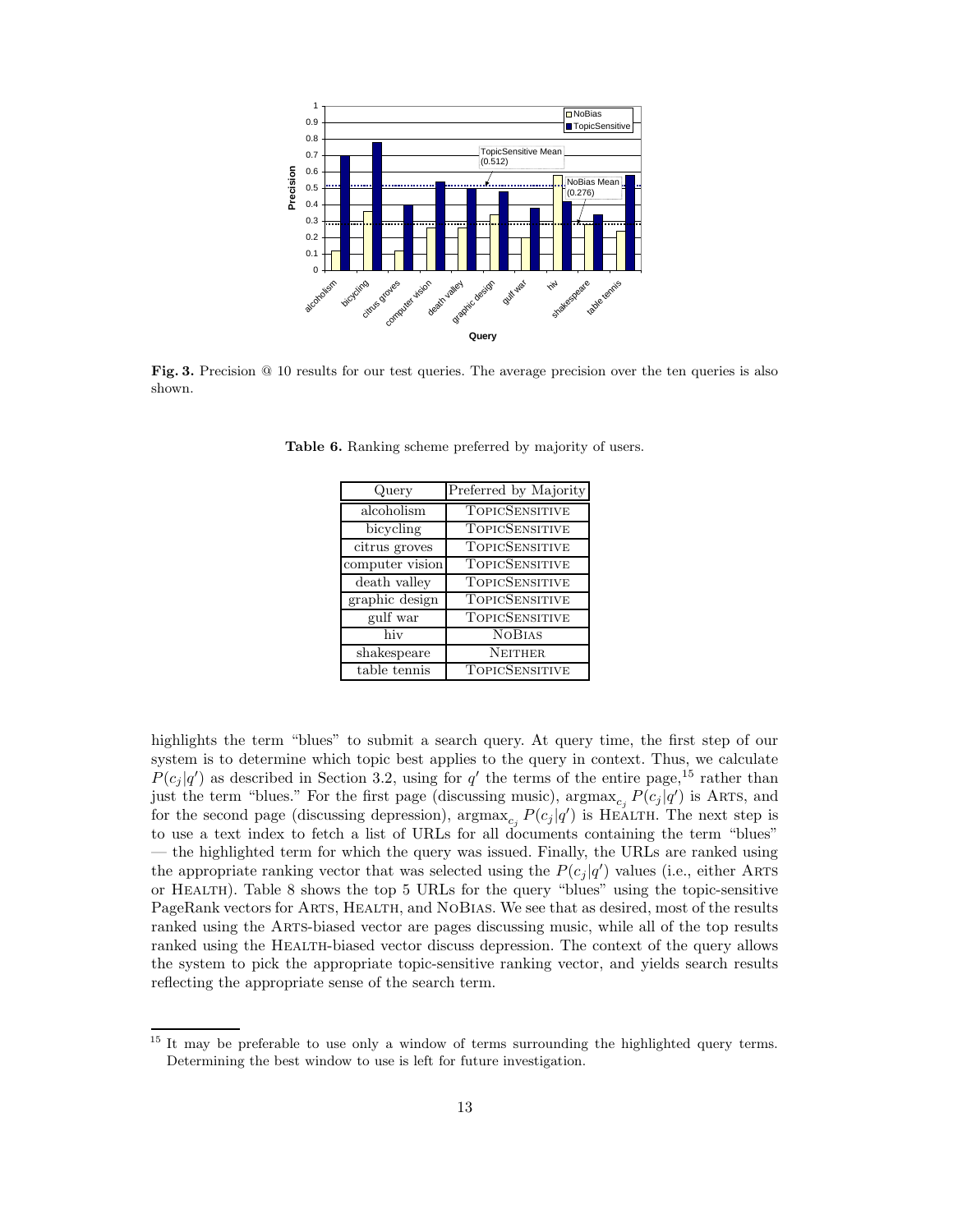Fig. 3. Precision @ 10 results for our test queries. The average precision over the ten queries is also shown.

**Table 6.** Ranking scheme preferred by majority of users.

| Query | Preferred by Majority |
|---|---|
| alcoholism | TopicSensitive |
| bicycling | TopicSensitive |
| citrus groves | TopicSensitive |
| computer vision | TopicSensitive |
| death valley | TopicSensitive |
| graphic design | TopicSensitive |
| gulf war | TopicSensitive |
| hiv | NoBias |
| shakespeare | Neither |
| table tennis | TopicSensitive |

highlights the term "blues" to submit a search query. At query time, the first step of our system is to determine which topic best applies to the query in context. Thus, we calculate $P(c_j|q')$ as described in Section 3.2, using for $q'$ the terms of the entire page,[15] rather than just the term "blues." For the first page (discussing music), $\text{argmax}_{c_j} P(c_j|q')$ is Arts, and for the second page (discussing depression), $\text{argmax}_{c_j} P(c_j|q')$ is Health. The next step is to use a text index to fetch a list of URLs for all documents containing the term "blues" — the highlighted term for which the query was issued. Finally, the URLs are ranked using the appropriate ranking vector that was selected using the $P(c_j|q')$ values (i.e., either Arts or Health). Table 8 shows the top 5 URLs for the query "blues" using the topic-sensitive PageRank vectors for Arts, Health, and NoBias. We see that as desired, most of the results ranked using the Arts-biased vector are pages discussing music, while all of the top results ranked using the Health-biased vector discuss depression. The context of the query allows the system to pick the appropriate topic-sensitive ranking vector, and yields search results reflecting the appropriate sense of the search term.

[15] It may be preferable to use only a window of terms surrounding the highlighted query terms. Determining the best window to use is left for future investigation.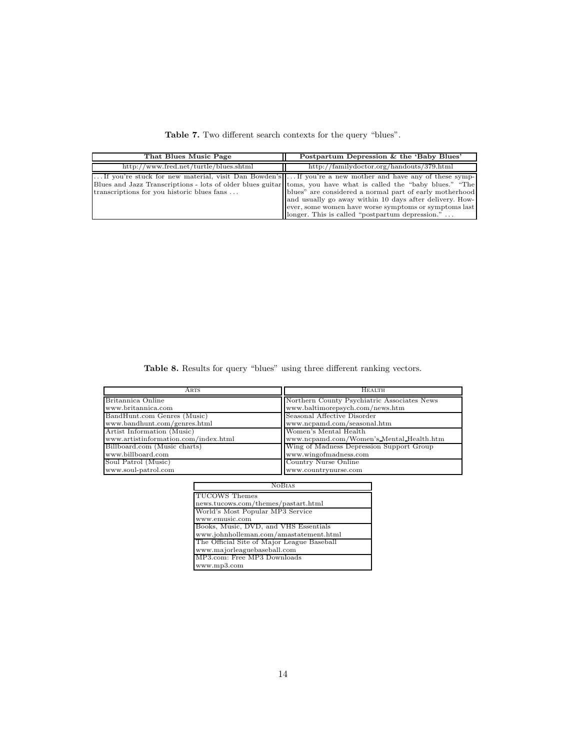**Table 7.** Two different search contexts for the query "blues".

| That Blues Music Page | Postpartum Depression & the 'Baby Blues' |
| --- | --- |
| http://www.fred.net/turtle/blues.shtml | http://familydoctor.org/handouts/379.html |
| ...If you're stuck for new material, visit Dan Bowden's Blues and Jazz Transcriptions - lots of older blues guitar transcriptions for you historic blues fans ... | ...If you're a new mother and have any of these symptoms, you have what is called the "baby blues." "The blues" are considered a normal part of early motherhood and usually go away within 10 days after delivery. However, some women have worse symptoms or symptoms last longer. This is called "postpartum depression." ... |

**Table 8.** Results for query "blues" using three different ranking vectors.

| Arts | Health |
| --- | --- |
| Britannica Online<br>www.britannica.com | Northern County Psychiatric Associates News<br>www.baltimorepsych.com/news.htm |
| BandHunt.com Genres (Music)<br>www.bandhunt.com/genres.html | Seasonal Affective Disorder<br>www.ncpamd.com/seasonal.htm |
| Artist Information (Music)<br>www.artistinformation.com/index.html | Women's Mental Health<br>www.ncpamd.com/Women's_Mental_Health.htm |
| Billboard.com (Music charts)<br>www.billboard.com | Wing of Madness Depression Support Group<br>www.wingofmadness.com |
| Soul Patrol (Music)<br>www.soul-patrol.com | Country Nurse Online<br>www.countrynurse.com |

| NoBias |
| --- |
| TUCOWS Themes<br>news.tucows.com/themes/pastart.html |
| World's Most Popular MP3 Service<br>www.emusic.com |
| Books, Music, DVD, and VHS Essentials<br>www.johnholleman.com/amastatement.html |
| The Official Site of Major League Baseball<br>www.majorleaguebaseball.com |
| MP3.com: Free MP3 Downloads<br>www.mp3.com |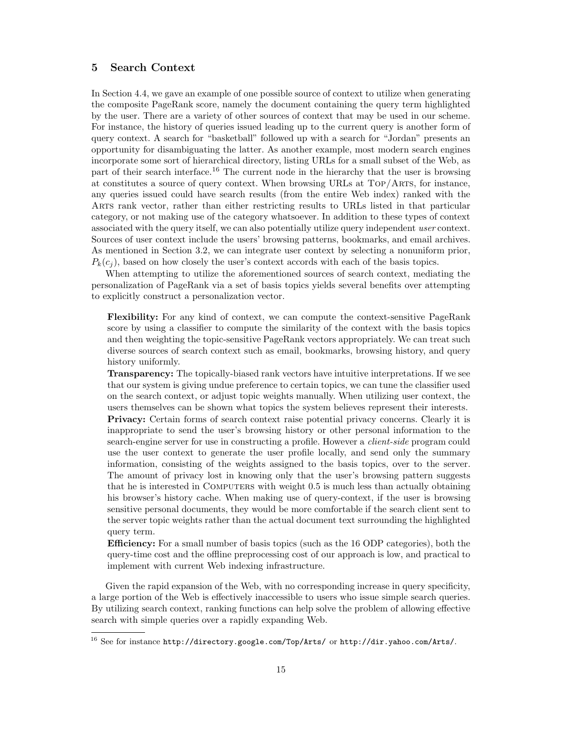## 5 Search Context

In Section 4.4, we gave an example of one possible source of context to utilize when generating the composite PageRank score, namely the document containing the query term highlighted by the user. There are a variety of other sources of context that may be used in our scheme. For instance, the history of queries issued leading up to the current query is another form of query context. A search for "basketball" followed up with a search for "Jordan" presents an opportunity for disambiguating the latter. As another example, most modern search engines incorporate some sort of hierarchical directory, listing URLs for a small subset of the Web, as part of their search interface.[16] The current node in the hierarchy that the user is browsing at constitutes a source of query context. When browsing URLs at TOP/ARTS, for instance, any queries issued could have search results (from the entire Web index) ranked with the ARTS rank vector, rather than either restricting results to URLs listed in that particular category, or not making use of the category whatsoever. In addition to these types of context associated with the query itself, we can also potentially utilize query independent *user* context. Sources of user context include the users' browsing patterns, bookmarks, and email archives. As mentioned in Section 3.2, we can integrate user context by selecting a nonuniform prior, $P_k(c_j)$, based on how closely the user's context accords with each of the basis topics.

When attempting to utilize the aforementioned sources of search context, mediating the personalization of PageRank via a set of basis topics yields several benefits over attempting to explicitly construct a personalization vector.

**Flexibility:** For any kind of context, we can compute the context-sensitive PageRank score by using a classifier to compute the similarity of the context with the basis topics and then weighting the topic-sensitive PageRank vectors appropriately. We can treat such diverse sources of search context such as email, bookmarks, browsing history, and query history uniformly.

**Transparency:** The topically-biased rank vectors have intuitive interpretations. If we see that our system is giving undue preference to certain topics, we can tune the classifier used on the search context, or adjust topic weights manually. When utilizing user context, the users themselves can be shown what topics the system believes represent their interests.

**Privacy:** Certain forms of search context raise potential privacy concerns. Clearly it is inappropriate to send the user's browsing history or other personal information to the search-engine server for use in constructing a profile. However a *client-side* program could use the user context to generate the user profile locally, and send only the summary information, consisting of the weights assigned to the basis topics, over to the server. The amount of privacy lost in knowing only that the user's browsing pattern suggests that he is interested in COMPUTERS with weight 0.5 is much less than actually obtaining his browser's history cache. When making use of query-context, if the user is browsing sensitive personal documents, they would be more comfortable if the search client sent to the server topic weights rather than the actual document text surrounding the highlighted query term.

**Efficiency:** For a small number of basis topics (such as the 16 ODP categories), both the query-time cost and the offline preprocessing cost of our approach is low, and practical to implement with current Web indexing infrastructure.

Given the rapid expansion of the Web, with no corresponding increase in query specificity, a large portion of the Web is effectively inaccessible to users who issue simple search queries. By utilizing search context, ranking functions can help solve the problem of allowing effective search with simple queries over a rapidly expanding Web.

---

[16] See for instance `http://directory.google.com/Top/Arts/` or `http://dir.yahoo.com/Arts/`.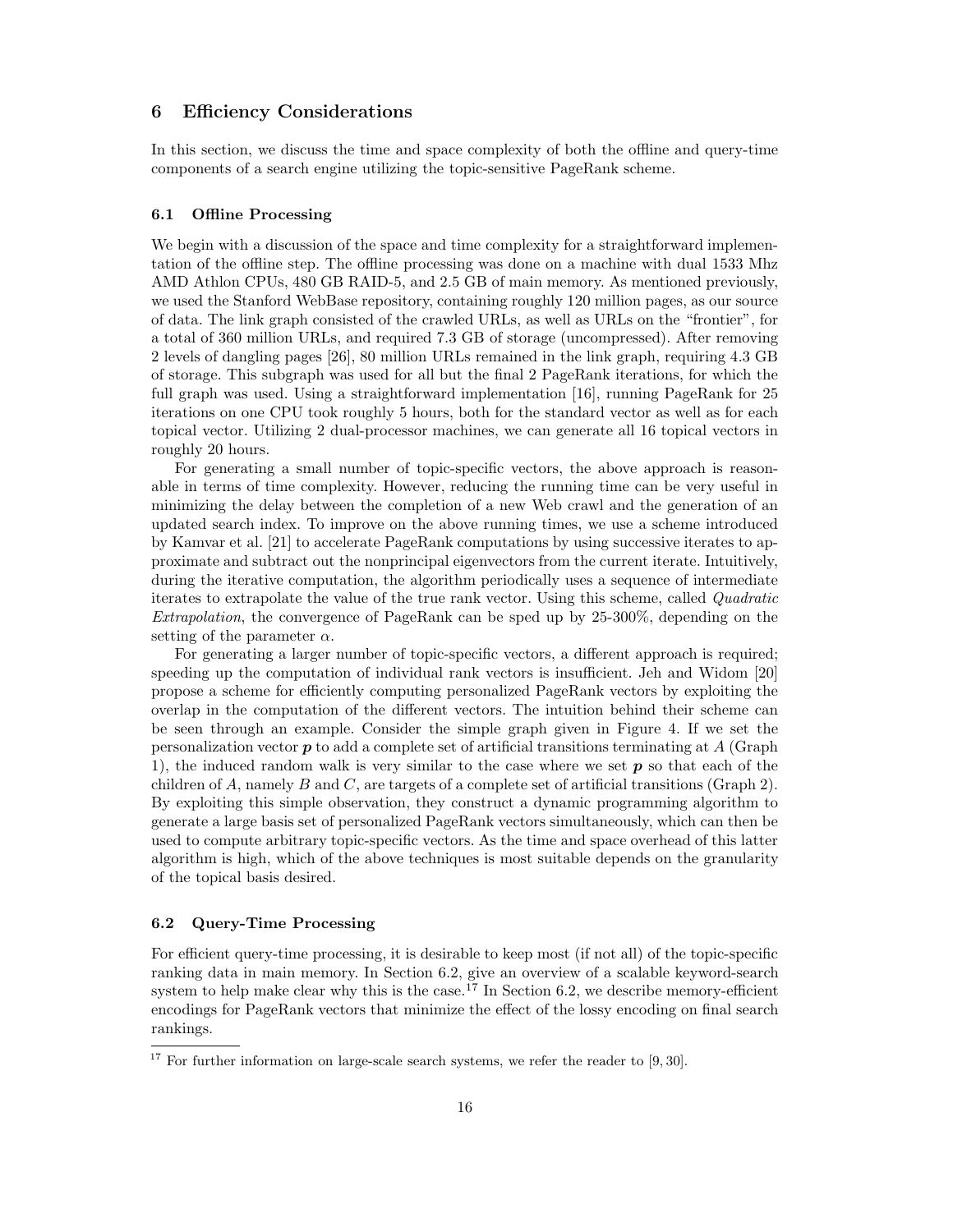## 6 Efficiency Considerations

In this section, we discuss the time and space complexity of both the offline and query-time components of a search engine utilizing the topic-sensitive PageRank scheme.

### 6.1 Offline Processing

We begin with a discussion of the space and time complexity for a straightforward implementation of the offline step. The offline processing was done on a machine with dual 1533 Mhz AMD Athlon CPUs, 480 GB RAID-5, and 2.5 GB of main memory. As mentioned previously, we used the Stanford WebBase repository, containing roughly 120 million pages, as our source of data. The link graph consisted of the crawled URLs, as well as URLs on the "frontier", for a total of 360 million URLs, and required 7.3 GB of storage (uncompressed). After removing 2 levels of dangling pages [26], 80 million URLs remained in the link graph, requiring 4.3 GB of storage. This subgraph was used for all but the final 2 PageRank iterations, for which the full graph was used. Using a straightforward implementation [16], running PageRank for 25 iterations on one CPU took roughly 5 hours, both for the standard vector as well as for each topical vector. Utilizing 2 dual-processor machines, we can generate all 16 topical vectors in roughly 20 hours.

For generating a small number of topic-specific vectors, the above approach is reasonable in terms of time complexity. However, reducing the running time can be very useful in minimizing the delay between the completion of a new Web crawl and the generation of an updated search index. To improve on the above running times, we use a scheme introduced by Kamvar et al. [21] to accelerate PageRank computations by using successive iterates to approximate and subtract out the nonprincipal eigenvectors from the current iterate. Intuitively, during the iterative computation, the algorithm periodically uses a sequence of intermediate iterates to extrapolate the value of the true rank vector. Using this scheme, called *Quadratic Extrapolation*, the convergence of PageRank can be sped up by 25-300%, depending on the setting of the parameter $\alpha$.

For generating a larger number of topic-specific vectors, a different approach is required; speeding up the computation of individual rank vectors is insufficient. Jeh and Widom [20] propose a scheme for efficiently computing personalized PageRank vectors by exploiting the overlap in the computation of the different vectors. The intuition behind their scheme can be seen through an example. Consider the simple graph given in Figure 4. If we set the personalization vector $\boldsymbol{p}$ to add a complete set of artificial transitions terminating at $A$ (Graph 1), the induced random walk is very similar to the case where we set $\boldsymbol{p}$ so that each of the children of $A$, namely $B$ and $C$, are targets of a complete set of artificial transitions (Graph 2). By exploiting this simple observation, they construct a dynamic programming algorithm to generate a large basis set of personalized PageRank vectors simultaneously, which can then be used to compute arbitrary topic-specific vectors. As the time and space overhead of this latter algorithm is high, which of the above techniques is most suitable depends on the granularity of the topical basis desired.

### 6.2 Query-Time Processing

For efficient query-time processing, it is desirable to keep most (if not all) of the topic-specific ranking data in main memory. In Section 6.2, give an overview of a scalable keyword-search system to help make clear why this is the case.[17] In Section 6.2, we describe memory-efficient encodings for PageRank vectors that minimize the effect of the lossy encoding on final search rankings.

[17] For further information on large-scale search systems, we refer the reader to [9, 30].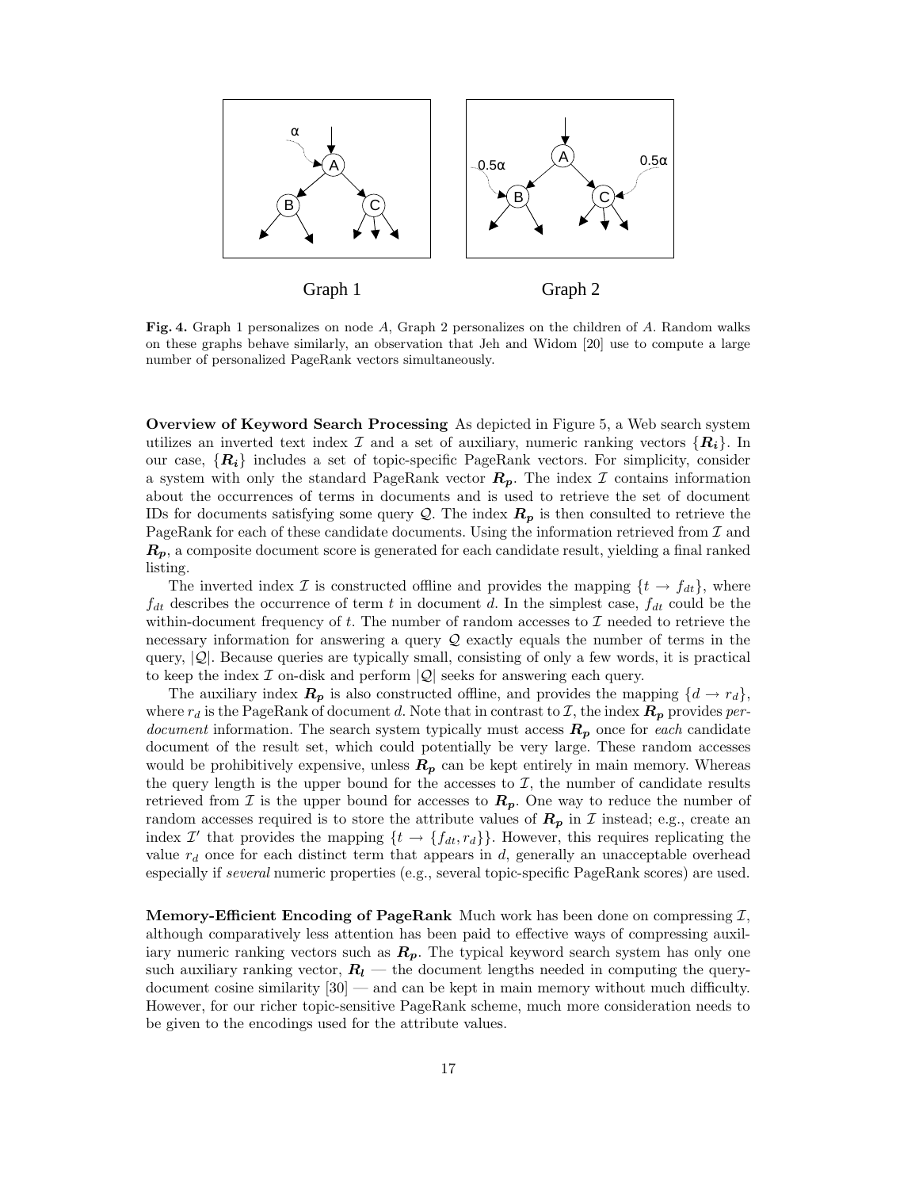**Fig. 4.** Graph 1 personalizes on node $A$, Graph 2 personalizes on the children of $A$. Random walks on these graphs behave similarly, an observation that Jeh and Widom [20] use to compute a large number of personalized PageRank vectors simultaneously.

**Overview of Keyword Search Processing** As depicted in Figure 5, a Web search system utilizes an inverted text index $\mathcal{I}$ and a set of auxiliary, numeric ranking vectors $\{\boldsymbol{R_i}\}$. In our case, $\{\boldsymbol{R_i}\}$ includes a set of topic-specific PageRank vectors. For simplicity, consider a system with only the standard PageRank vector $\boldsymbol{R_p}$. The index $\mathcal{I}$ contains information about the occurrences of terms in documents and is used to retrieve the set of document IDs for documents satisfying some query $\mathcal{Q}$. The index $\boldsymbol{R_p}$ is then consulted to retrieve the PageRank for each of these candidate documents. Using the information retrieved from $\mathcal{I}$ and $\boldsymbol{R_p}$, a composite document score is generated for each candidate result, yielding a final ranked listing.

The inverted index $\mathcal{I}$ is constructed offline and provides the mapping $\{t \rightarrow f_{dt}\}$, where $f_{dt}$ describes the occurrence of term $t$ in document $d$. In the simplest case, $f_{dt}$ could be the within-document frequency of $t$. The number of random accesses to $\mathcal{I}$ needed to retrieve the necessary information for answering a query $\mathcal{Q}$ exactly equals the number of terms in the query, $|\mathcal{Q}|$. Because queries are typically small, consisting of only a few words, it is practical to keep the index $\mathcal{I}$ on-disk and perform $|\mathcal{Q}|$ seeks for answering each query.

The auxiliary index $\boldsymbol{R_p}$ is also constructed offline, and provides the mapping $\{d \rightarrow r_d\}$, where $r_d$ is the PageRank of document $d$. Note that in contrast to $\mathcal{I}$, the index $\boldsymbol{R_p}$ provides *per-document* information. The search system typically must access $\boldsymbol{R_p}$ once for *each* candidate document of the result set, which could potentially be very large. These random accesses would be prohibitively expensive, unless $\boldsymbol{R_p}$ can be kept entirely in main memory. Whereas the query length is the upper bound for the accesses to $\mathcal{I}$, the number of candidate results retrieved from $\mathcal{I}$ is the upper bound for accesses to $\boldsymbol{R_p}$. One way to reduce the number of random accesses required is to store the attribute values of $\boldsymbol{R_p}$ in $\mathcal{I}$ instead; e.g., create an index $\mathcal{I}'$ that provides the mapping $\{t \rightarrow \{f_{dt}, r_d\}\}$. However, this requires replicating the value $r_d$ once for each distinct term that appears in $d$, generally an unacceptable overhead especially if *several* numeric properties (e.g., several topic-specific PageRank scores) are used.

**Memory-Efficient Encoding of PageRank** Much work has been done on compressing $\mathcal{I}$, although comparatively less attention has been paid to effective ways of compressing auxiliary numeric ranking vectors such as $\boldsymbol{R_p}$. The typical keyword search system has only one such auxiliary ranking vector, $\boldsymbol{R_l}$ — the document lengths needed in computing the query-document cosine similarity [30] — and can be kept in main memory without much difficulty. However, for our richer topic-sensitive PageRank scheme, much more consideration needs to be given to the encodings used for the attribute values.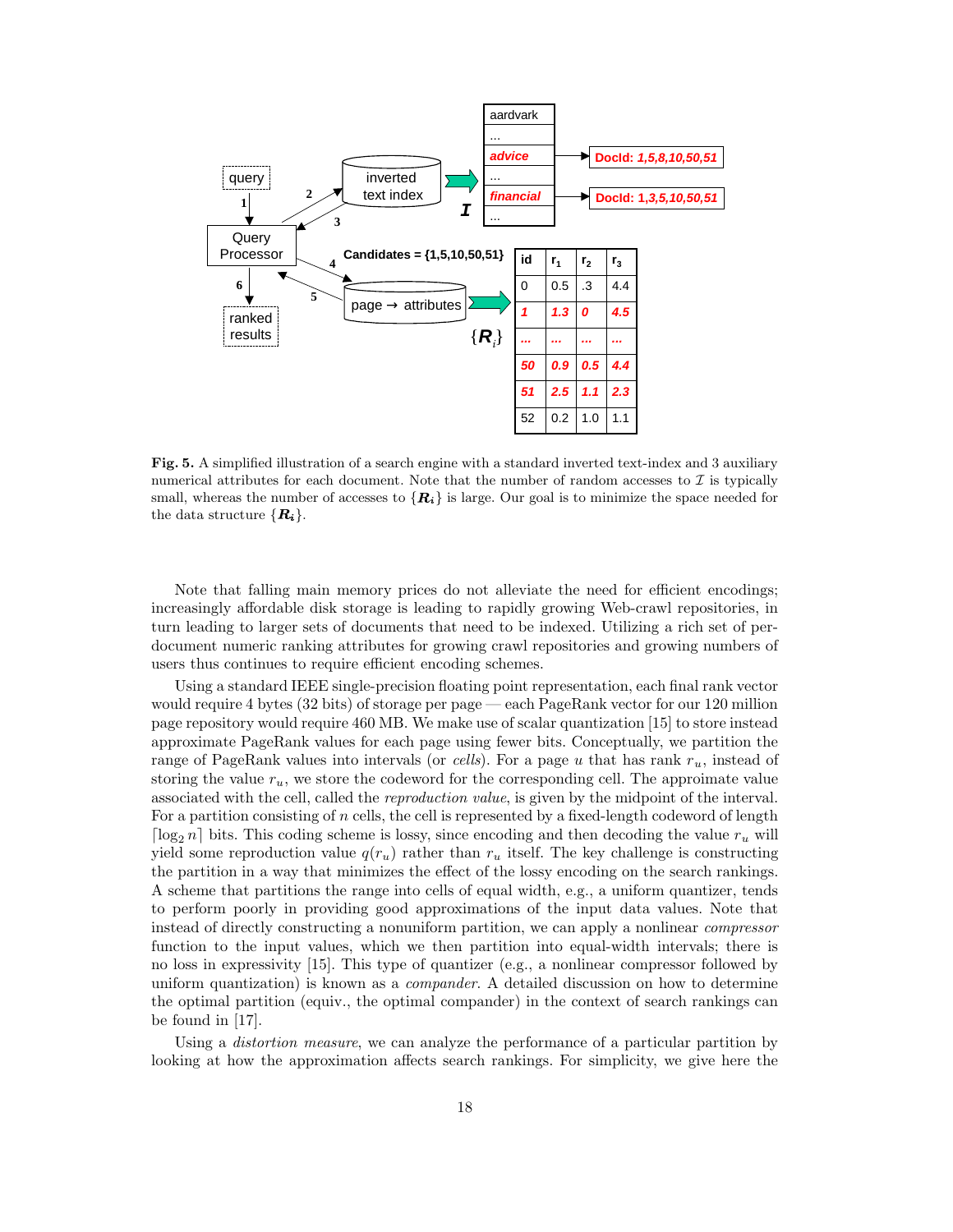**Fig. 5.** A simplified illustration of a search engine with a standard inverted text-index and 3 auxiliary numerical attributes for each document. Note that the number of random accesses to $\mathcal{I}$ is typically small, whereas the number of accesses to $\{\boldsymbol{R_i}\}$ is large. Our goal is to minimize the space needed for the data structure $\{\boldsymbol{R_i}\}$.

Note that falling main memory prices do not alleviate the need for efficient encodings; increasingly affordable disk storage is leading to rapidly growing Web-crawl repositories, in turn leading to larger sets of documents that need to be indexed. Utilizing a rich set of per-document numeric ranking attributes for growing crawl repositories and growing numbers of users thus continues to require efficient encoding schemes.

Using a standard IEEE single-precision floating point representation, each final rank vector would require 4 bytes (32 bits) of storage per page — each PageRank vector for our 120 million page repository would require 460 MB. We make use of scalar quantization [15] to store instead approximate PageRank values for each page using fewer bits. Conceptually, we partition the range of PageRank values into intervals (or *cells*). For a page $u$ that has rank $r_u$, instead of storing the value $r_u$, we store the codeword for the corresponding cell. The appoimate value associated with the cell, called the *reproduction value*, is given by the midpoint of the interval. For a partition consisting of $n$ cells, the cell is represented by a fixed-length codeword of length $\lceil \log_2 n \rceil$ bits. This coding scheme is lossy, since encoding and then decoding the value $r_u$ will yield some reproduction value $q(r_u)$ rather than $r_u$ itself. The key challenge is constructing the partition in a way that minimizes the effect of the lossy encoding on the search rankings. A scheme that partitions the range into cells of equal width, e.g., a uniform quantizer, tends to perform poorly in providing good approximations of the input data values. Note that instead of directly constructing a nonuniform partition, we can apply a nonlinear *compressor* function to the input values, which we then partition into equal-width intervals; there is no loss in expressivity [15]. This type of quantizer (e.g., a nonlinear compressor followed by uniform quantization) is known as a *compander*. A detailed discussion on how to determine the optimal partition (equiv., the optimal compander) in the context of search rankings can be found in [17].

Using a *distortion measure*, we can analyze the performance of a particular partition by looking at how the approximation affects search rankings. For simplicity, we give here the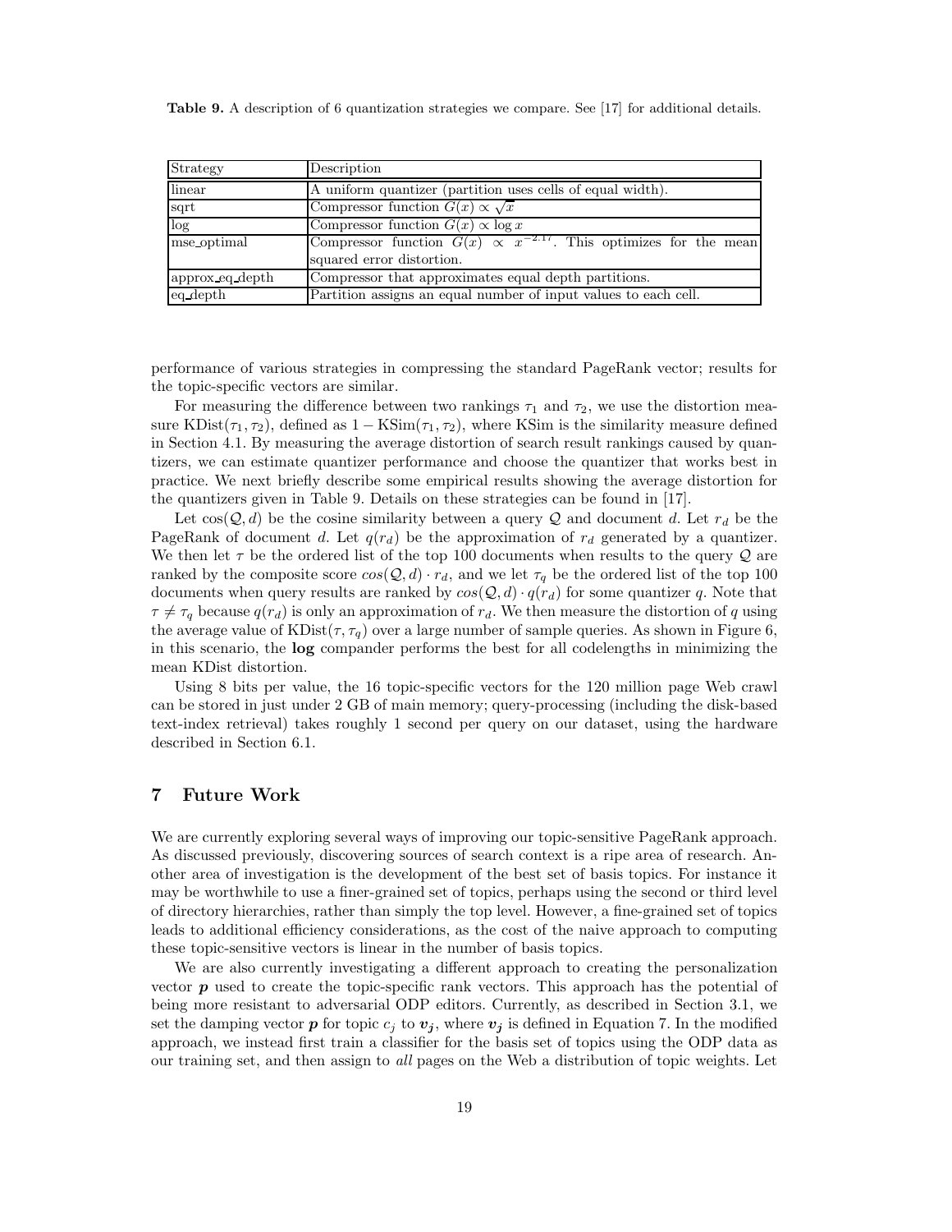**Table 9.** A description of 6 quantization strategies we compare. See [17] for additional details.

| Strategy | Description |
|---|---|
| linear | A uniform quantizer (partition uses cells of equal width). |
| sqrt | Compressor function $G(x) \propto \sqrt{x}$ |
| log | Compressor function $G(x) \propto \log x$ |
| mse_optimal | Compressor function $G(x) \propto x^{-2.17}$. This optimizes for the mean squared error distortion. |
| approx_eq_depth | Compressor that approximates equal depth partitions. |
| eq_depth | Partition assigns an equal number of input values to each cell. |

performance of various strategies in compressing the standard PageRank vector; results for the topic-specific vectors are similar.

For measuring the difference between two rankings $\tau_1$ and $\tau_2$, we use the distortion measure $\text{KDist}(\tau_1, \tau_2)$, defined as $1 - \text{KSim}(\tau_1, \tau_2)$, where KSim is the similarity measure defined in Section 4.1. By measuring the average distortion of search result rankings caused by quantizers, we can estimate quantizer performance and choose the quantizer that works best in practice. We next briefly describe some empirical results showing the average distortion for the quantizers given in Table 9. Details on these strategies can be found in [17].

Let $\cos(\mathcal{Q}, d)$ be the cosine similarity between a query $\mathcal{Q}$ and document $d$. Let $r_d$ be the PageRank of document $d$. Let $q(r_d)$ be the approximation of $r_d$ generated by a quantizer. We then let $\tau$ be the ordered list of the top 100 documents when results to the query $\mathcal{Q}$ are ranked by the composite score $cos(\mathcal{Q}, d) \cdot r_d$, and we let $\tau_q$ be the ordered list of the top 100 documents when query results are ranked by $cos(\mathcal{Q}, d) \cdot q(r_d)$ for some quantizer $q$. Note that $\tau \neq \tau_q$ because $q(r_d)$ is only an approximation of $r_d$. We then measure the distortion of $q$ using the average value of $\text{KDist}(\tau, \tau_q)$ over a large number of sample queries. As shown in Figure 6, in this scenario, the **log** compander performs the best for all codelengths in minimizing the mean KDist distortion.

Using 8 bits per value, the 16 topic-specific vectors for the 120 million page Web crawl can be stored in just under 2 GB of main memory; query-processing (including the disk-based text-index retrieval) takes roughly 1 second per query on our dataset, using the hardware described in Section 6.1.

## 7 Future Work

We are currently exploring several ways of improving our topic-sensitive PageRank approach. As discussed previously, discovering sources of search context is a ripe area of research. Another area of investigation is the development of the best set of basis topics. For instance it may be worthwhile to use a finer-grained set of topics, perhaps using the second or third level of directory hierarchies, rather than simply the top level. However, a fine-grained set of topics leads to additional efficiency considerations, as the cost of the naive approach to computing these topic-sensitive vectors is linear in the number of basis topics.

We are also currently investigating a different approach to creating the personalization vector $\boldsymbol{p}$ used to create the topic-specific rank vectors. This approach has the potential of being more resistant to adversarial ODP editors. Currently, as described in Section 3.1, we set the damping vector $\boldsymbol{p}$ for topic $c_j$ to $\boldsymbol{v_j}$, where $\boldsymbol{v_j}$ is defined in Equation 7. In the modified approach, we instead first train a classifier for the basis set of topics using the ODP data as our training set, and then assign to *all* pages on the Web a distribution of topic weights. Let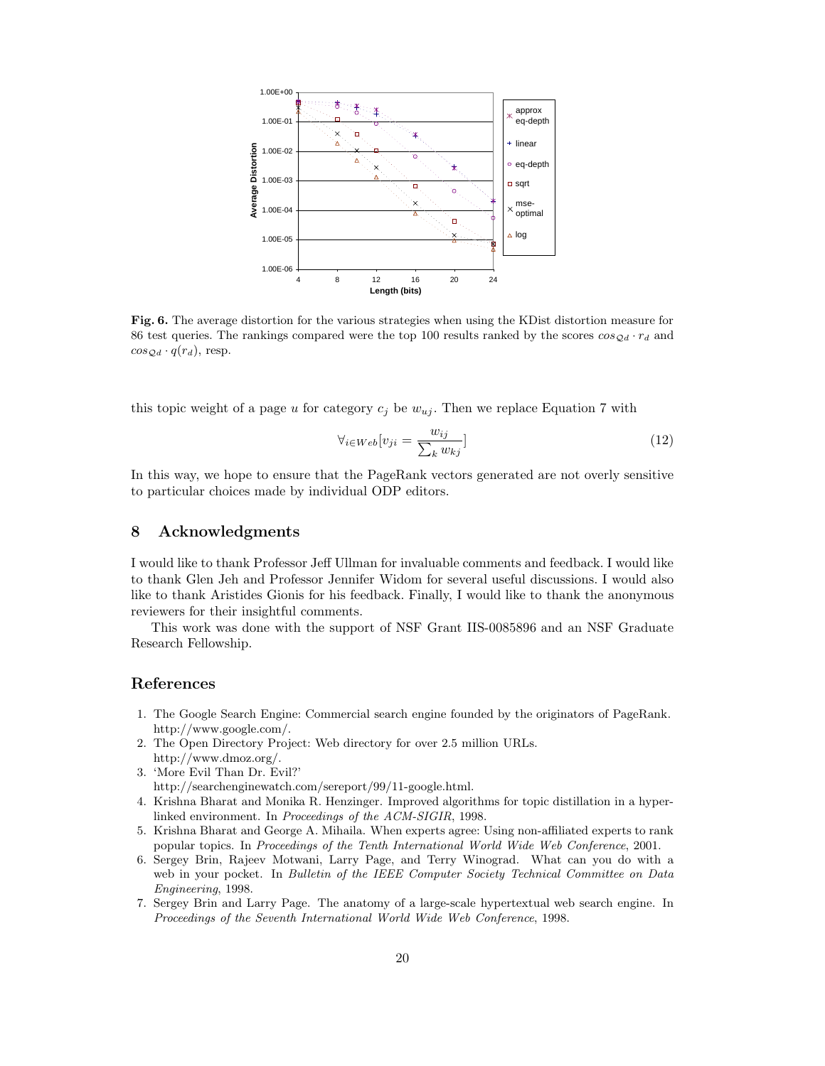**Fig. 6.** The average distortion for the various strategies when using the KDist distortion measure for 86 test queries. The rankings compared were the top 100 results ranked by the scores $cos_{\mathcal{Q}d} \cdot r_d$ and $cos_{\mathcal{Q}d} \cdot q(r_d)$, resp.

this topic weight of a page $u$ for category $c_j$ be $w_{uj}$. Then we replace Equation 7 with

$$\forall_{i \in Web}[v_{ji} = \frac{w_{ij}}{\sum_k w_{kj}}] \tag{12}$$

In this way, we hope to ensure that the PageRank vectors generated are not overly sensitive to particular choices made by individual ODP editors.

## 8 Acknowledgments

I would like to thank Professor Jeff Ullman for invaluable comments and feedback. I would like to thank Glen Jeh and Professor Jennifer Widom for several useful discussions. I would also like to thank Aristides Gionis for his feedback. Finally, I would like to thank the anonymous reviewers for their insightful comments.

This work was done with the support of NSF Grant IIS-0085896 and an NSF Graduate Research Fellowship.

## References

1. The Google Search Engine: Commercial search engine founded by the originators of PageRank. http://www.google.com/.
2. The Open Directory Project: Web directory for over 2.5 million URLs. http://www.dmoz.org/.
3. 'More Evil Than Dr. Evil?' http://searchenginewatch.com/sereport/99/11-google.html.
4. Krishna Bharat and Monika R. Henzinger. Improved algorithms for topic distillation in a hyperlinked environment. In *Proceedings of the ACM-SIGIR*, 1998.
5. Krishna Bharat and George A. Mihaila. When experts agree: Using non-affiliated experts to rank popular topics. In *Proceedings of the Tenth International World Wide Web Conference*, 2001.
6. Sergey Brin, Rajeev Motwani, Larry Page, and Terry Winograd. What can you do with a web in your pocket. In *Bulletin of the IEEE Computer Society Technical Committee on Data Engineering*, 1998.
7. Sergey Brin and Larry Page. The anatomy of a large-scale hypertextual web search engine. In *Proceedings of the Seventh International World Wide Web Conference*, 1998.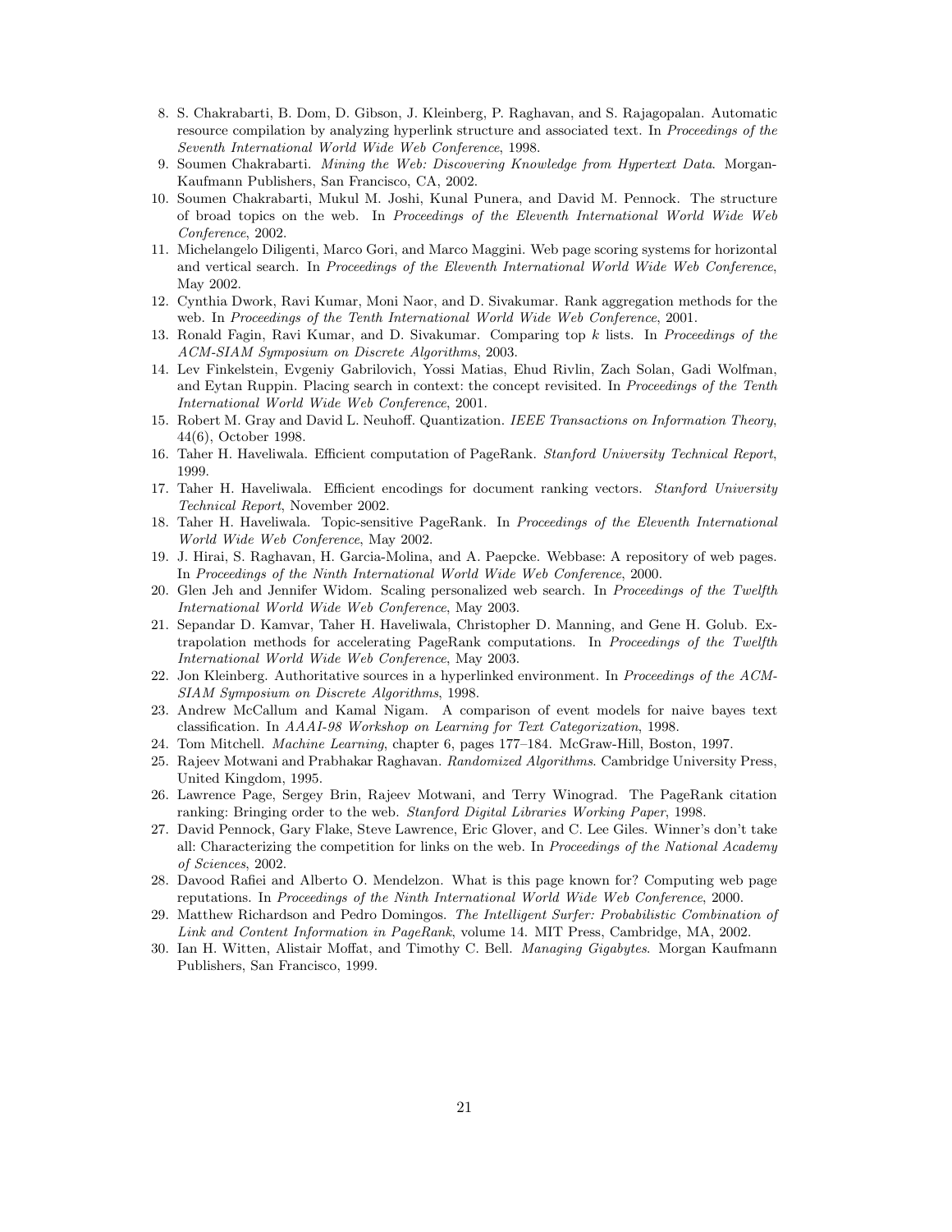8. S. Chakrabarti, B. Dom, D. Gibson, J. Kleinberg, P. Raghavan, and S. Rajagopalan. Automatic resource compilation by analyzing hyperlink structure and associated text. In *Proceedings of the Seventh International World Wide Web Conference*, 1998.
9. Soumen Chakrabarti. *Mining the Web: Discovering Knowledge from Hypertext Data*. Morgan-Kaufmann Publishers, San Francisco, CA, 2002.
10. Soumen Chakrabarti, Mukul M. Joshi, Kunal Punera, and David M. Pennock. The structure of broad topics on the web. In *Proceedings of the Eleventh International World Wide Web Conference*, 2002.
11. Michelangelo Diligenti, Marco Gori, and Marco Maggini. Web page scoring systems for horizontal and vertical search. In *Proceedings of the Eleventh International World Wide Web Conference*, May 2002.
12. Cynthia Dwork, Ravi Kumar, Moni Naor, and D. Sivakumar. Rank aggregation methods for the web. In *Proceedings of the Tenth International World Wide Web Conference*, 2001.
13. Ronald Fagin, Ravi Kumar, and D. Sivakumar. Comparing top $k$ lists. In *Proceedings of the ACM-SIAM Symposium on Discrete Algorithms*, 2003.
14. Lev Finkelstein, Evgeniy Gabrilovich, Yossi Matias, Ehud Rivlin, Zach Solan, Gadi Wolfman, and Eytan Ruppin. Placing search in context: the concept revisited. In *Proceedings of the Tenth International World Wide Web Conference*, 2001.
15. Robert M. Gray and David L. Neuhoff. Quantization. *IEEE Transactions on Information Theory*, 44(6), October 1998.
16. Taher H. Haveliwala. Efficient computation of PageRank. *Stanford University Technical Report*, 1999.
17. Taher H. Haveliwala. Efficient encodings for document ranking vectors. *Stanford University Technical Report*, November 2002.
18. Taher H. Haveliwala. Topic-sensitive PageRank. In *Proceedings of the Eleventh International World Wide Web Conference*, May 2002.
19. J. Hirai, S. Raghavan, H. Garcia-Molina, and A. Paepcke. Webbase: A repository of web pages. In *Proceedings of the Ninth International World Wide Web Conference*, 2000.
20. Glen Jeh and Jennifer Widom. Scaling personalized web search. In *Proceedings of the Twelfth International World Wide Web Conference*, May 2003.
21. Sepandar D. Kamvar, Taher H. Haveliwala, Christopher D. Manning, and Gene H. Golub. Extrapolation methods for accelerating PageRank computations. In *Proceedings of the Twelfth International World Wide Web Conference*, May 2003.
22. Jon Kleinberg. Authoritative sources in a hyperlinked environment. In *Proceedings of the ACM-SIAM Symposium on Discrete Algorithms*, 1998.
23. Andrew McCallum and Kamal Nigam. A comparison of event models for naive bayes text classification. In *AAAI-98 Workshop on Learning for Text Categorization*, 1998.
24. Tom Mitchell. *Machine Learning*, chapter 6, pages 177–184. McGraw-Hill, Boston, 1997.
25. Rajeev Motwani and Prabhakar Raghavan. *Randomized Algorithms*. Cambridge University Press, United Kingdom, 1995.
26. Lawrence Page, Sergey Brin, Rajeev Motwani, and Terry Winograd. The PageRank citation ranking: Bringing order to the web. *Stanford Digital Libraries Working Paper*, 1998.
27. David Pennock, Gary Flake, Steve Lawrence, Eric Glover, and C. Lee Giles. Winner's don't take all: Characterizing the competition for links on the web. In *Proceedings of the National Academy of Sciences*, 2002.
28. Davood Rafiei and Alberto O. Mendelzon. What is this page known for? Computing web page reputations. In *Proceedings of the Ninth International World Wide Web Conference*, 2000.
29. Matthew Richardson and Pedro Domingos. *The Intelligent Surfer: Probabilistic Combination of Link and Content Information in PageRank*, volume 14. MIT Press, Cambridge, MA, 2002.
30. Ian H. Witten, Alistair Moffat, and Timothy C. Bell. *Managing Gigabytes*. Morgan Kaufmann Publishers, San Francisco, 1999.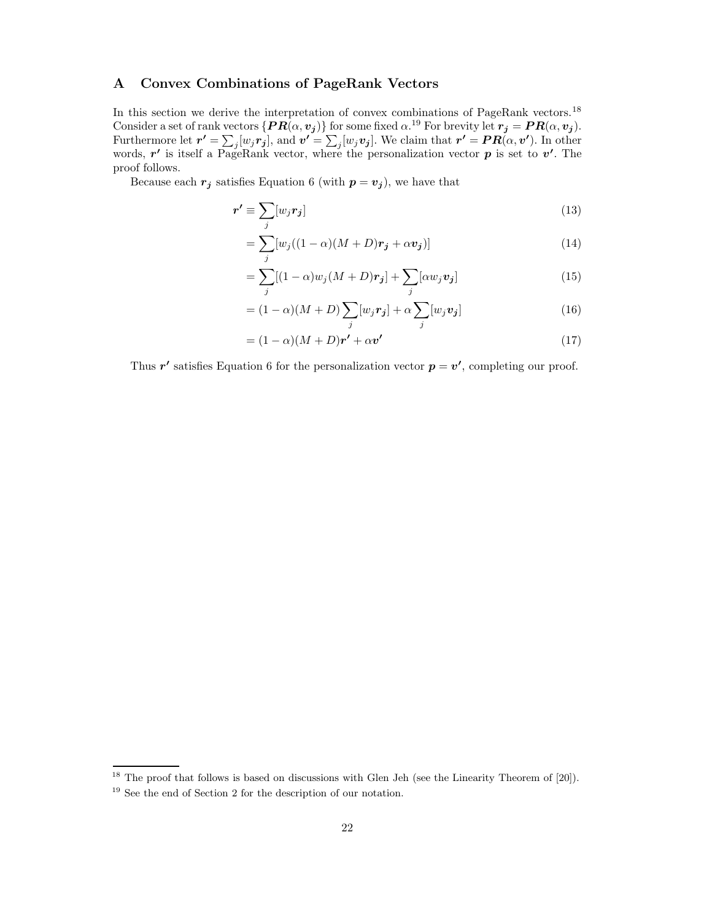## A Convex Combinations of PageRank Vectors

In this section we derive the interpretation of convex combinations of PageRank vectors.[18] Consider a set of rank vectors $\{\boldsymbol{PR}(\alpha, \boldsymbol{v_j})\}$ for some fixed $\alpha$.[19] For brevity let $\boldsymbol{r_j} = \boldsymbol{PR}(\alpha, \boldsymbol{v_j})$. Furthermore let $\boldsymbol{r'} = \sum_j [w_j \boldsymbol{r_j}]$, and $\boldsymbol{v'} = \sum_j [w_j \boldsymbol{v_j}]$. We claim that $\boldsymbol{r'} = \boldsymbol{PR}(\alpha, \boldsymbol{v'})$. In other words, $\boldsymbol{r'}$ is itself a PageRank vector, where the personalization vector $\boldsymbol{p}$ is set to $\boldsymbol{v'}$. The proof follows.

Because each $\boldsymbol{r_j}$ satisfies Equation 6 (with $\boldsymbol{p} = \boldsymbol{v_j}$), we have that

$$\boldsymbol{r'} \equiv \sum_j [w_j \boldsymbol{r_j}] \tag{13}$$

$$= \sum_j [w_j((1-\alpha)(M+D)\boldsymbol{r_j} + \alpha \boldsymbol{v_j})] \tag{14}$$

$$= \sum_j [(1-\alpha) w_j (M+D) \boldsymbol{r_j}] + \sum_j [\alpha w_j \boldsymbol{v_j}] \tag{15}$$

$$= (1-\alpha)(M+D) \sum_j [w_j \boldsymbol{r_j}] + \alpha \sum_j [w_j \boldsymbol{v_j}] \tag{16}$$

$$= (1-\alpha)(M+D)\boldsymbol{r'} + \alpha \boldsymbol{v'} \tag{17}$$

Thus $\boldsymbol{r'}$ satisfies Equation 6 for the personalization vector $\boldsymbol{p} = \boldsymbol{v'}$, completing our proof.

---

[18] The proof that follows is based on discussions with Glen Jeh (see the Linearity Theorem of [20]).

[19] See the end of Section 2 for the description of our notation.